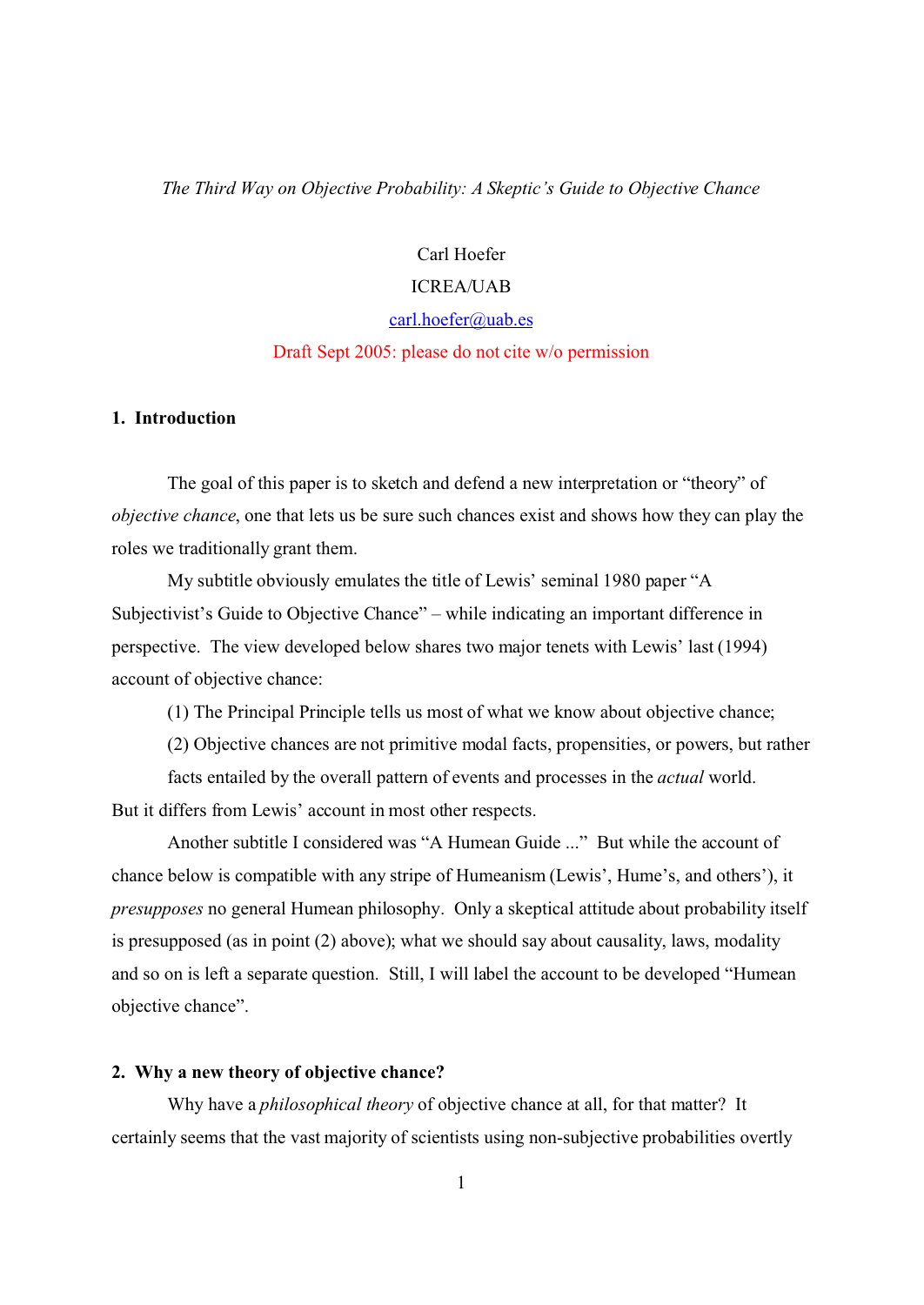*The Third Way on Objective Probability: A Skeptic's Guide to Objective Chance*

Carl Hoefer

ICREA/UAB

carl.hoefer@uab.es

Draft Sept 2005: please do not cite w/o permission

## 1. Introduction

The goal of this paper is to sketch and defend a new interpretation or "theory" of *objective chance*, one that lets us be sure such chances exist and shows how they can play the roles we traditionally grant them.

My subtitle obviously emulates the title of Lewis' seminal 1980 paper "A Subjectivist's Guide to Objective Chance" – while indicating an important difference in perspective. The view developed below shares two major tenets with Lewis' last (1994) account of objective chance:

(1) The Principal Principle tells us most of what we know about objective chance;

(2) Objective chances are not primitive modal facts, propensities, or powers, but rather facts entailed by the overall pattern of events and processes in the *actual* world.

But it differs from Lewis' account in most other respects.

Another subtitle I considered was "A Humean Guide ..." But while the account of chance below is compatible with any stripe of Humeanism (Lewis', Hume's, and others'), it *presupposes* no general Humean philosophy. Only a skeptical attitude about probability itself is presupposed (as in point (2) above); what we should say about causality, laws, modality and so on is left a separate question. Still, I will label the account to be developed "Humean objective chance".

## 2. Why a new theory of objective chance?

Why have a *philosophical theory* of objective chance at all, for that matter? It certainly seems that the vast majority of scientists using non-subjective probabilities overtly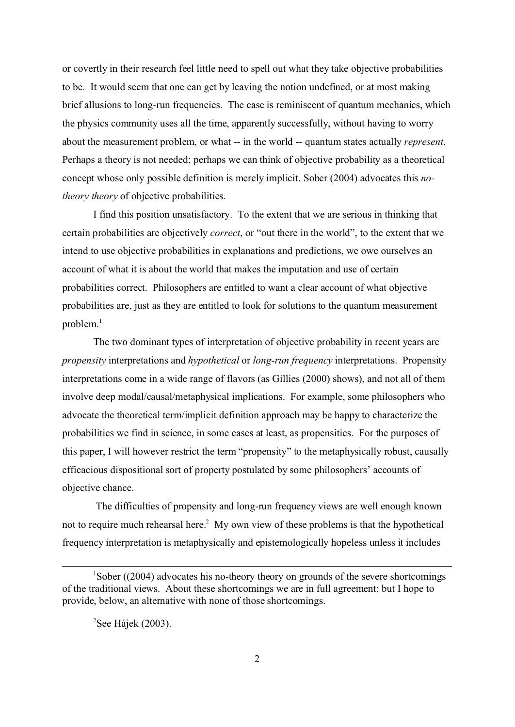or covertly in their research feel little need to spell out what they take objective probabilities to be. It would seem that one can get by leaving the notion undefined, or at most making brief allusions to long-run frequencies. The case is reminiscent of quantum mechanics, which the physics community uses all the time, apparently successfully, without having to worry about the measurement problem, or what -- in the world -- quantum states actually *represent*. Perhaps a theory is not needed; perhaps we can think of objective probability as a theoretical concept whose only possible definition is merely implicit. Sober (2004) advocates this *no-theory theory* of objective probabilities.

I find this position unsatisfactory. To the extent that we are serious in thinking that certain probabilities are objectively *correct*, or "out there in the world", to the extent that we intend to use objective probabilities in explanations and predictions, we owe ourselves an account of what it is about the world that makes the imputation and use of certain probabilities correct. Philosophers are entitled to want a clear account of what objective probabilities are, just as they are entitled to look for solutions to the quantum measurement problem.[1]

The two dominant types of interpretation of objective probability in recent years are *propensity* interpretations and *hypothetical* or *long-run frequency* interpretations. Propensity interpretations come in a wide range of flavors (as Gillies (2000) shows), and not all of them involve deep modal/causal/metaphysical implications. For example, some philosophers who advocate the theoretical term/implicit definition approach may be happy to characterize the probabilities we find in science, in some cases at least, as propensities. For the purposes of this paper, I will however restrict the term "propensity" to the metaphysically robust, causally efficacious dispositional sort of property postulated by some philosophers' accounts of objective chance.

The difficulties of propensity and long-run frequency views are well enough known not to require much rehearsal here.[2] My own view of these problems is that the hypothetical frequency interpretation is metaphysically and epistemologically hopeless unless it includes

---

[1] Sober ((2004) advocates his no-theory theory on grounds of the severe shortcomings of the traditional views. About these shortcomings we are in full agreement; but I hope to provide, below, an alternative with none of those shortcomings.

[2] See Hájek (2003).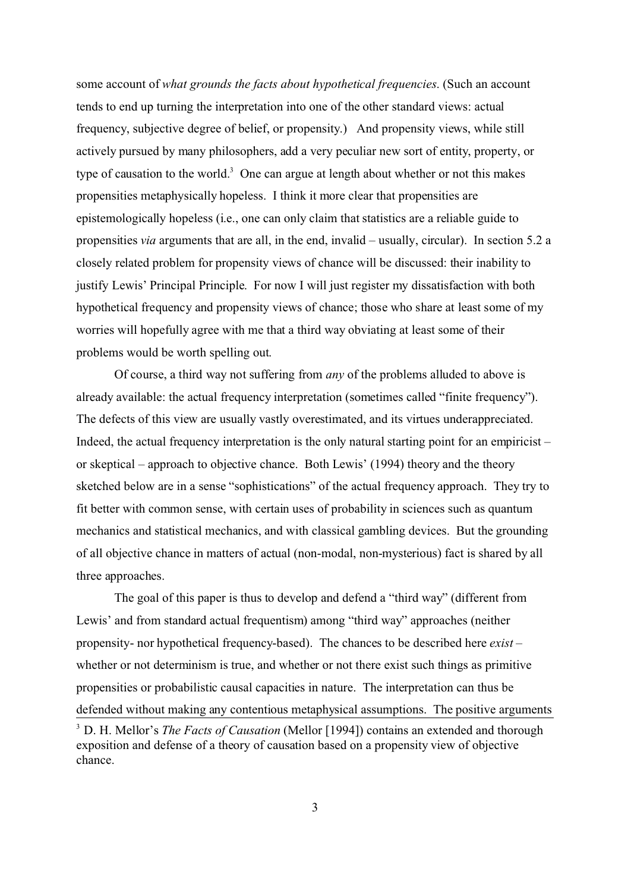some account of *what grounds the facts about hypothetical frequencies*. (Such an account tends to end up turning the interpretation into one of the other standard views: actual frequency, subjective degree of belief, or propensity.) And propensity views, while still actively pursued by many philosophers, add a very peculiar new sort of entity, property, or type of causation to the world.[3] One can argue at length about whether or not this makes propensities metaphysically hopeless. I think it more clear that propensities are epistemologically hopeless (i.e., one can only claim that statistics are a reliable guide to propensities *via* arguments that are all, in the end, invalid – usually, circular). In section 5.2 a closely related problem for propensity views of chance will be discussed: their inability to justify Lewis' Principal Principle. For now I will just register my dissatisfaction with both hypothetical frequency and propensity views of chance; those who share at least some of my worries will hopefully agree with me that a third way obviating at least some of their problems would be worth spelling out.

Of course, a third way not suffering from *any* of the problems alluded to above is already available: the actual frequency interpretation (sometimes called "finite frequency"). The defects of this view are usually vastly overestimated, and its virtues underappreciated. Indeed, the actual frequency interpretation is the only natural starting point for an empiricist – or skeptical – approach to objective chance. Both Lewis' (1994) theory and the theory sketched below are in a sense "sophistications" of the actual frequency approach. They try to fit better with common sense, with certain uses of probability in sciences such as quantum mechanics and statistical mechanics, and with classical gambling devices. But the grounding of all objective chance in matters of actual (non-modal, non-mysterious) fact is shared by all three approaches.

The goal of this paper is thus to develop and defend a "third way" (different from Lewis' and from standard actual frequentism) among "third way" approaches (neither propensity- nor hypothetical frequency-based). The chances to be described here *exist* – whether or not determinism is true, and whether or not there exist such things as primitive propensities or probabilistic causal capacities in nature. The interpretation can thus be defended without making any contentious metaphysical assumptions. The positive arguments

[3] D. H. Mellor's *The Facts of Causation* (Mellor [1994]) contains an extended and thorough exposition and defense of a theory of causation based on a propensity view of objective chance.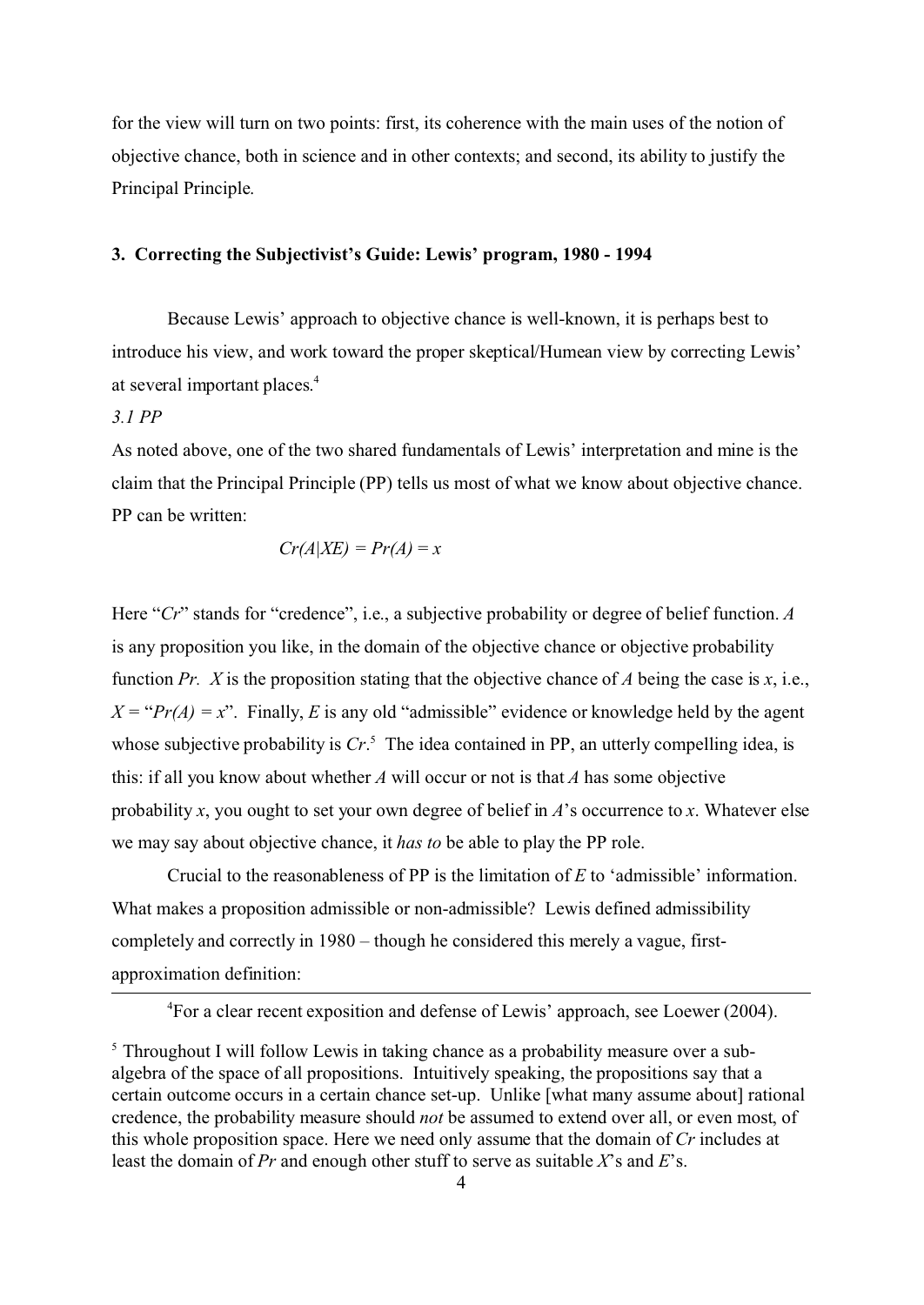for the view will turn on two points: first, its coherence with the main uses of the notion of objective chance, both in science and in other contexts; and second, its ability to justify the Principal Principle.

### 3. Correcting the Subjectivist's Guide: Lewis' program, 1980 - 1994

Because Lewis' approach to objective chance is well-known, it is perhaps best to introduce his view, and work toward the proper skeptical/Humean view by correcting Lewis' at several important places.[4]

*3.1 PP*

As noted above, one of the two shared fundamentals of Lewis' interpretation and mine is the claim that the Principal Principle (PP) tells us most of what we know about objective chance. PP can be written:

$$Cr(A|XE) = Pr(A) = x$$

Here "*Cr*" stands for "credence", i.e., a subjective probability or degree of belief function. *A* is any proposition you like, in the domain of the objective chance or objective probability function *Pr*. *X* is the proposition stating that the objective chance of *A* being the case is *x*, i.e., $X$ = "$Pr(A) = x$". Finally, *E* is any old "admissible" evidence or knowledge held by the agent whose subjective probability is *Cr*.[5] The idea contained in PP, an utterly compelling idea, is this: if all you know about whether *A* will occur or not is that *A* has some objective probability *x*, you ought to set your own degree of belief in *A*'s occurrence to *x*. Whatever else we may say about objective chance, it *has to* be able to play the PP role.

Crucial to the reasonableness of PP is the limitation of *E* to 'admissible' information. What makes a proposition admissible or non-admissible? Lewis defined admissibility completely and correctly in 1980 – though he considered this merely a vague, first-approximation definition:

---

[4] For a clear recent exposition and defense of Lewis' approach, see Loewer (2004).

[5] Throughout I will follow Lewis in taking chance as a probability measure over a sub-algebra of the space of all propositions. Intuitively speaking, the propositions say that a certain outcome occurs in a certain chance set-up. Unlike [what many assume about] rational credence, the probability measure should *not* be assumed to extend over all, or even most, of this whole proposition space. Here we need only assume that the domain of *Cr* includes at least the domain of *Pr* and enough other stuff to serve as suitable *X*'s and *E*'s.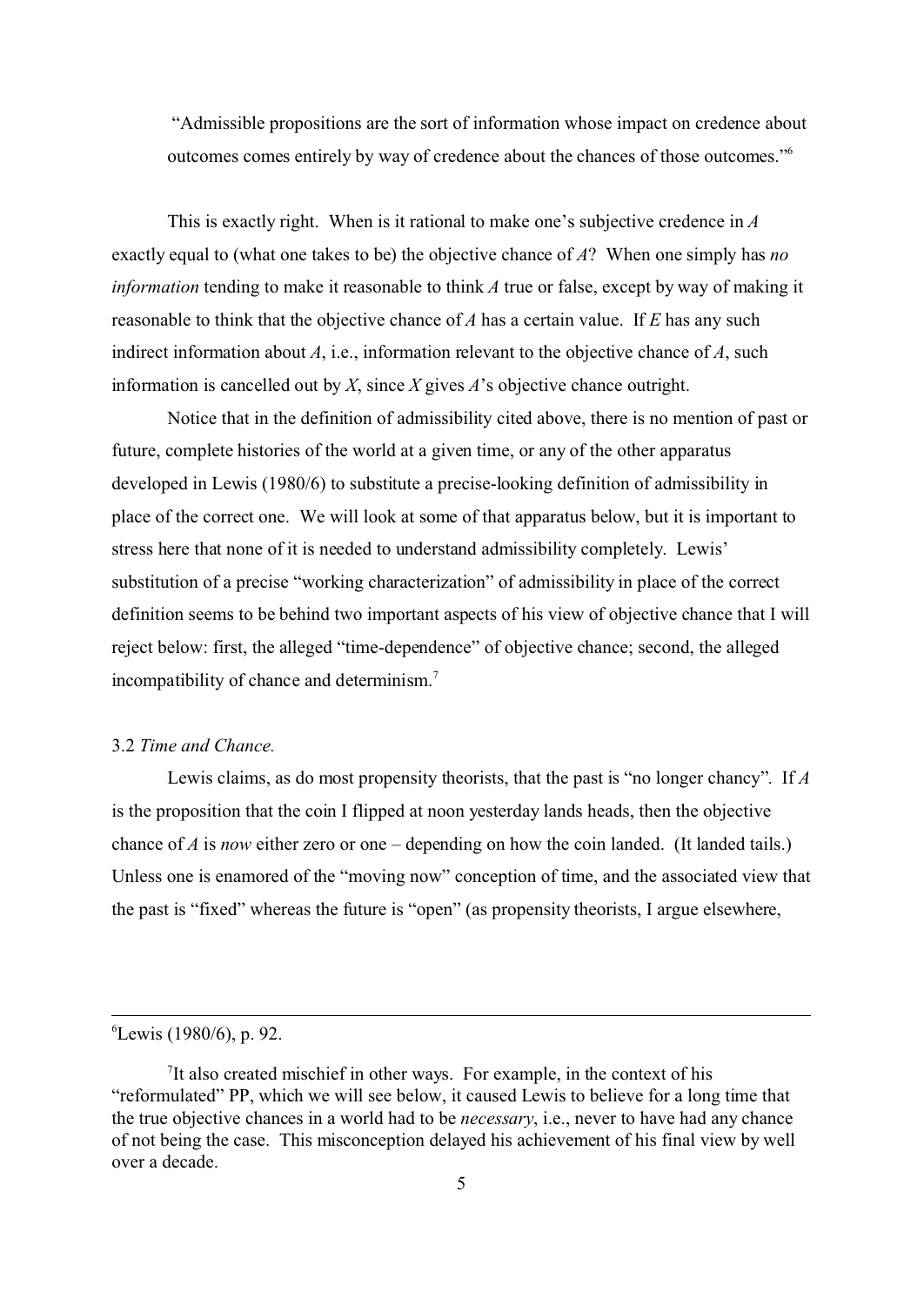> "Admissible propositions are the sort of information whose impact on credence about outcomes comes entirely by way of credence about the chances of those outcomes."[6]

This is exactly right. When is it rational to make one's subjective credence in $A$ exactly equal to (what one takes to be) the objective chance of $A$? When one simply has *no information* tending to make it reasonable to think $A$ true or false, except by way of making it reasonable to think that the objective chance of $A$ has a certain value. If $E$ has any such indirect information about $A$, i.e., information relevant to the objective chance of $A$, such information is cancelled out by $X$, since $X$ gives $A$'s objective chance outright.

Notice that in the definition of admissibility cited above, there is no mention of past or future, complete histories of the world at a given time, or any of the other apparatus developed in Lewis (1980/6) to substitute a precise-looking definition of admissibility in place of the correct one. We will look at some of that apparatus below, but it is important to stress here that none of it is needed to understand admissibility completely. Lewis' substitution of a precise "working characterization" of admissibility in place of the correct definition seems to be behind two important aspects of his view of objective chance that I will reject below: first, the alleged "time-dependence" of objective chance; second, the alleged incompatibility of chance and determinism.[7]

### 3.2 *Time and Chance.*

Lewis claims, as do most propensity theorists, that the past is "no longer chancy". If $A$ is the proposition that the coin I flipped at noon yesterday lands heads, then the objective chance of $A$ is *now* either zero or one – depending on how the coin landed. (It landed tails.) Unless one is enamored of the "moving now" conception of time, and the associated view that the past is "fixed" whereas the future is "open" (as propensity theorists, I argue elsewhere,

---

[6] Lewis (1980/6), p. 92.

[7] It also created mischief in other ways. For example, in the context of his "reformulated" PP, which we will see below, it caused Lewis to believe for a long time that the true objective chances in a world had to be *necessary*, i.e., never to have had any chance of not being the case. This misconception delayed his achievement of his final view by well over a decade.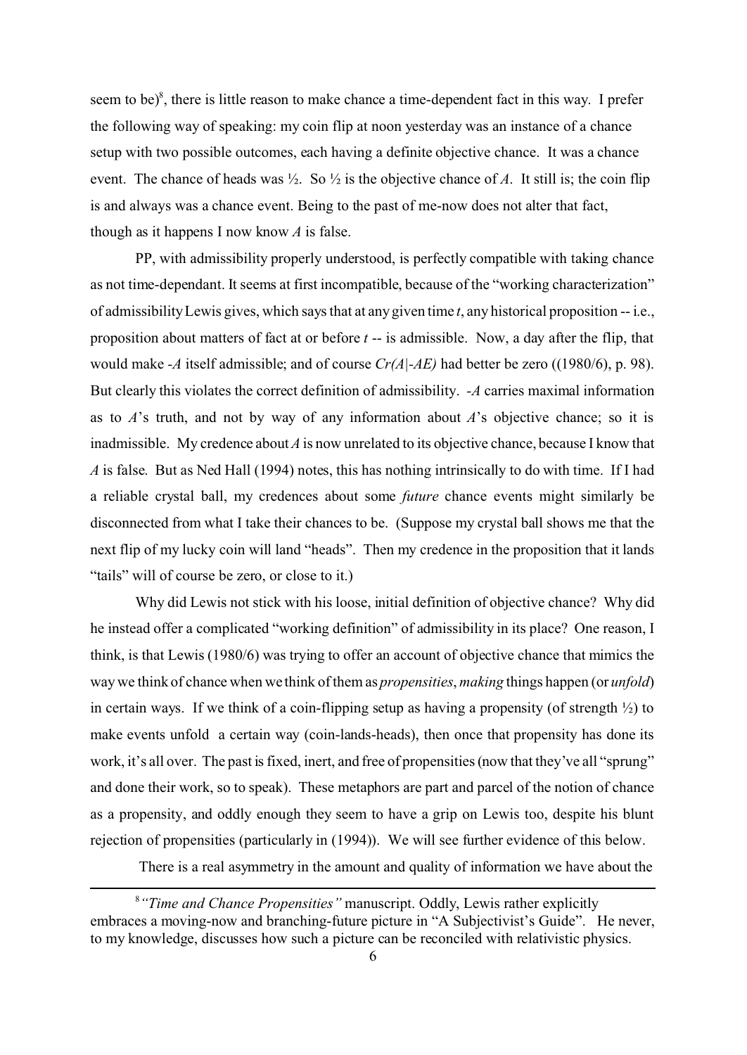seem to be)[8], there is little reason to make chance a time-dependent fact in this way. I prefer the following way of speaking: my coin flip at noon yesterday was an instance of a chance setup with two possible outcomes, each having a definite objective chance. It was a chance event. The chance of heads was ½. So ½ is the objective chance of *A*. It still is; the coin flip is and always was a chance event. Being to the past of me-now does not alter that fact, though as it happens I now know *A* is false.

PP, with admissibility properly understood, is perfectly compatible with taking chance as not time-dependant. It seems at first incompatible, because of the "working characterization" of admissibility Lewis gives, which says that at any given time *t*, any historical proposition -- i.e., proposition about matters of fact at or before *t* -- is admissible. Now, a day after the flip, that would make *-A* itself admissible; and of course *Cr(A|-AE)* had better be zero ((1980/6), p. 98). But clearly this violates the correct definition of admissibility. *-A* carries maximal information as to *A*'s truth, and not by way of any information about *A*'s objective chance; so it is inadmissible. My credence about *A* is now unrelated to its objective chance, because I know that *A* is false. But as Ned Hall (1994) notes, this has nothing intrinsically to do with time. If I had a reliable crystal ball, my credences about some *future* chance events might similarly be disconnected from what I take their chances to be. (Suppose my crystal ball shows me that the next flip of my lucky coin will land "heads". Then my credence in the proposition that it lands "tails" will of course be zero, or close to it.)

Why did Lewis not stick with his loose, initial definition of objective chance? Why did he instead offer a complicated "working definition" of admissibility in its place? One reason, I think, is that Lewis (1980/6) was trying to offer an account of objective chance that mimics the way we think of chance when we think of them as *propensities*, *making* things happen (or *unfold*) in certain ways. If we think of a coin-flipping setup as having a propensity (of strength ½) to make events unfold a certain way (coin-lands-heads), then once that propensity has done its work, it's all over. The past is fixed, inert, and free of propensities (now that they've all "sprung" and done their work, so to speak). These metaphors are part and parcel of the notion of chance as a propensity, and oddly enough they seem to have a grip on Lewis too, despite his blunt rejection of propensities (particularly in (1994)). We will see further evidence of this below.

There is a real asymmetry in the amount and quality of information we have about the

---

[8] *"Time and Chance Propensities"* manuscript. Oddly, Lewis rather explicitly embraces a moving-now and branching-future picture in "A Subjectivist's Guide". He never, to my knowledge, discusses how such a picture can be reconciled with relativistic physics.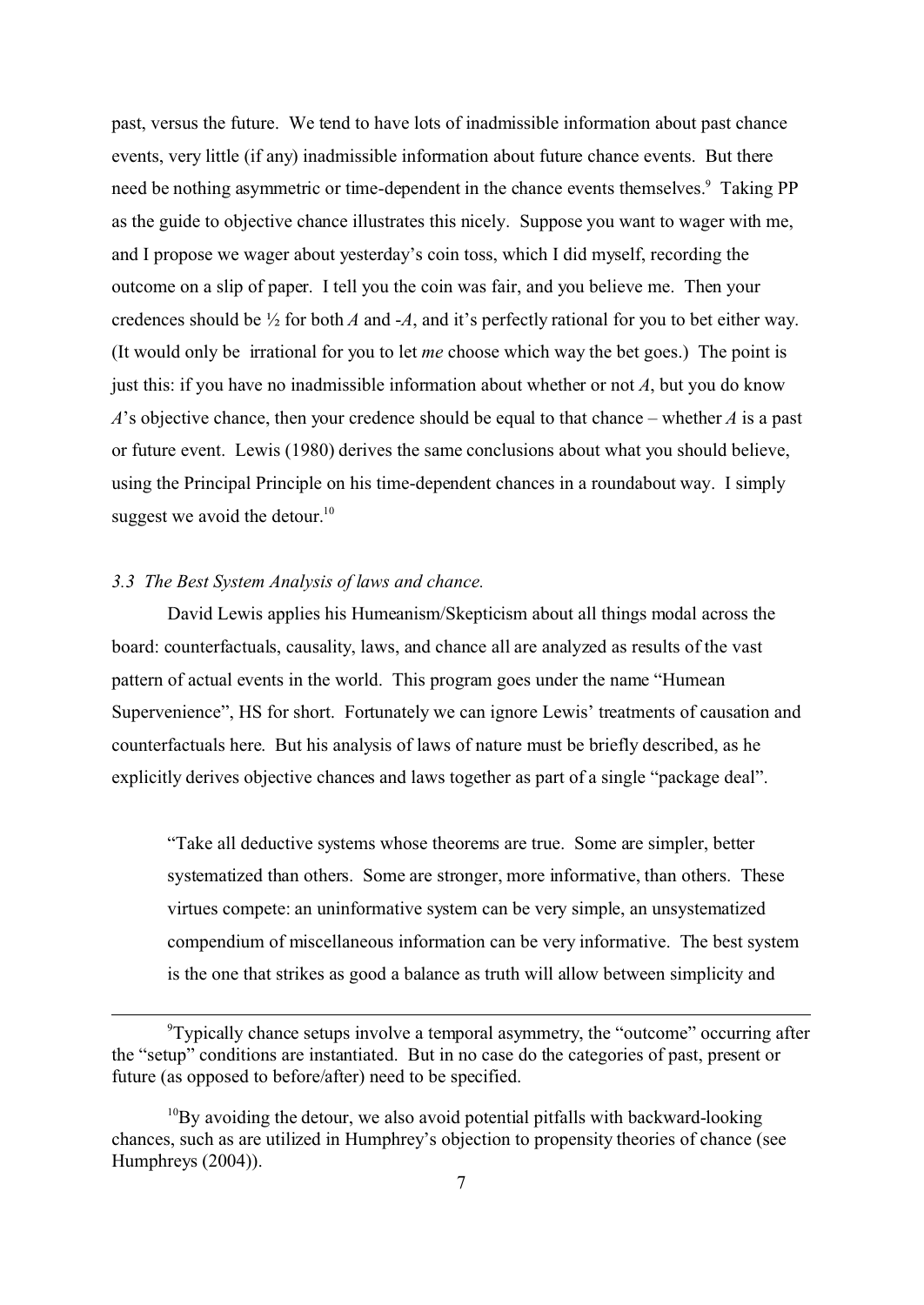past, versus the future. We tend to have lots of inadmissible information about past chance events, very little (if any) inadmissible information about future chance events. But there need be nothing asymmetric or time-dependent in the chance events themselves.[9] Taking PP as the guide to objective chance illustrates this nicely. Suppose you want to wager with me, and I propose we wager about yesterday's coin toss, which I did myself, recording the outcome on a slip of paper. I tell you the coin was fair, and you believe me. Then your credences should be ½ for both *A* and -*A*, and it's perfectly rational for you to bet either way. (It would only be irrational for you to let *me* choose which way the bet goes.) The point is just this: if you have no inadmissible information about whether or not *A*, but you do know *A*'s objective chance, then your credence should be equal to that chance – whether *A* is a past or future event. Lewis (1980) derives the same conclusions about what you should believe, using the Principal Principle on his time-dependent chances in a roundabout way. I simply suggest we avoid the detour.[10]

### *3.3 The Best System Analysis of laws and chance.*

David Lewis applies his Humeanism/Skepticism about all things modal across the board: counterfactuals, causality, laws, and chance all are analyzed as results of the vast pattern of actual events in the world. This program goes under the name "Humean Supervenience", HS for short. Fortunately we can ignore Lewis' treatments of causation and counterfactuals here. But his analysis of laws of nature must be briefly described, as he explicitly derives objective chances and laws together as part of a single "package deal".

> "Take all deductive systems whose theorems are true. Some are simpler, better systematized than others. Some are stronger, more informative, than others. These virtues compete: an uninformative system can be very simple, an unsystematized compendium of miscellaneous information can be very informative. The best system is the one that strikes as good a balance as truth will allow between simplicity and

---

[9] Typically chance setups involve a temporal asymmetry, the "outcome" occurring after the "setup" conditions are instantiated. But in no case do the categories of past, present or future (as opposed to before/after) need to be specified.

[10] By avoiding the detour, we also avoid potential pitfalls with backward-looking chances, such as are utilized in Humphrey's objection to propensity theories of chance (see Humphreys (2004)).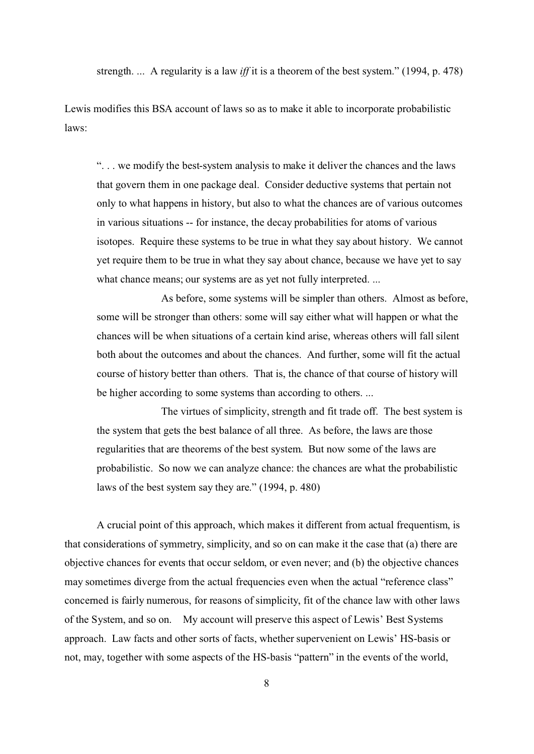strength. ... A regularity is a law *iff* it is a theorem of the best system." (1994, p. 478)

Lewis modifies this BSA account of laws so as to make it able to incorporate probabilistic laws:

> ". . . we modify the best-system analysis to make it deliver the chances and the laws that govern them in one package deal. Consider deductive systems that pertain not only to what happens in history, but also to what the chances are of various outcomes in various situations -- for instance, the decay probabilities for atoms of various isotopes. Require these systems to be true in what they say about history. We cannot yet require them to be true in what they say about chance, because we have yet to say what chance means; our systems are as yet not fully interpreted. ...
>
> As before, some systems will be simpler than others. Almost as before, some will be stronger than others: some will say either what will happen or what the chances will be when situations of a certain kind arise, whereas others will fall silent both about the outcomes and about the chances. And further, some will fit the actual course of history better than others. That is, the chance of that course of history will be higher according to some systems than according to others. ...
>
> The virtues of simplicity, strength and fit trade off. The best system is the system that gets the best balance of all three. As before, the laws are those regularities that are theorems of the best system. But now some of the laws are probabilistic. So now we can analyze chance: the chances are what the probabilistic laws of the best system say they are." (1994, p. 480)

A crucial point of this approach, which makes it different from actual frequentism, is that considerations of symmetry, simplicity, and so on can make it the case that (a) there are objective chances for events that occur seldom, or even never; and (b) the objective chances may sometimes diverge from the actual frequencies even when the actual "reference class" concerned is fairly numerous, for reasons of simplicity, fit of the chance law with other laws of the System, and so on. My account will preserve this aspect of Lewis' Best Systems approach. Law facts and other sorts of facts, whether supervenient on Lewis' HS-basis or not, may, together with some aspects of the HS-basis "pattern" in the events of the world,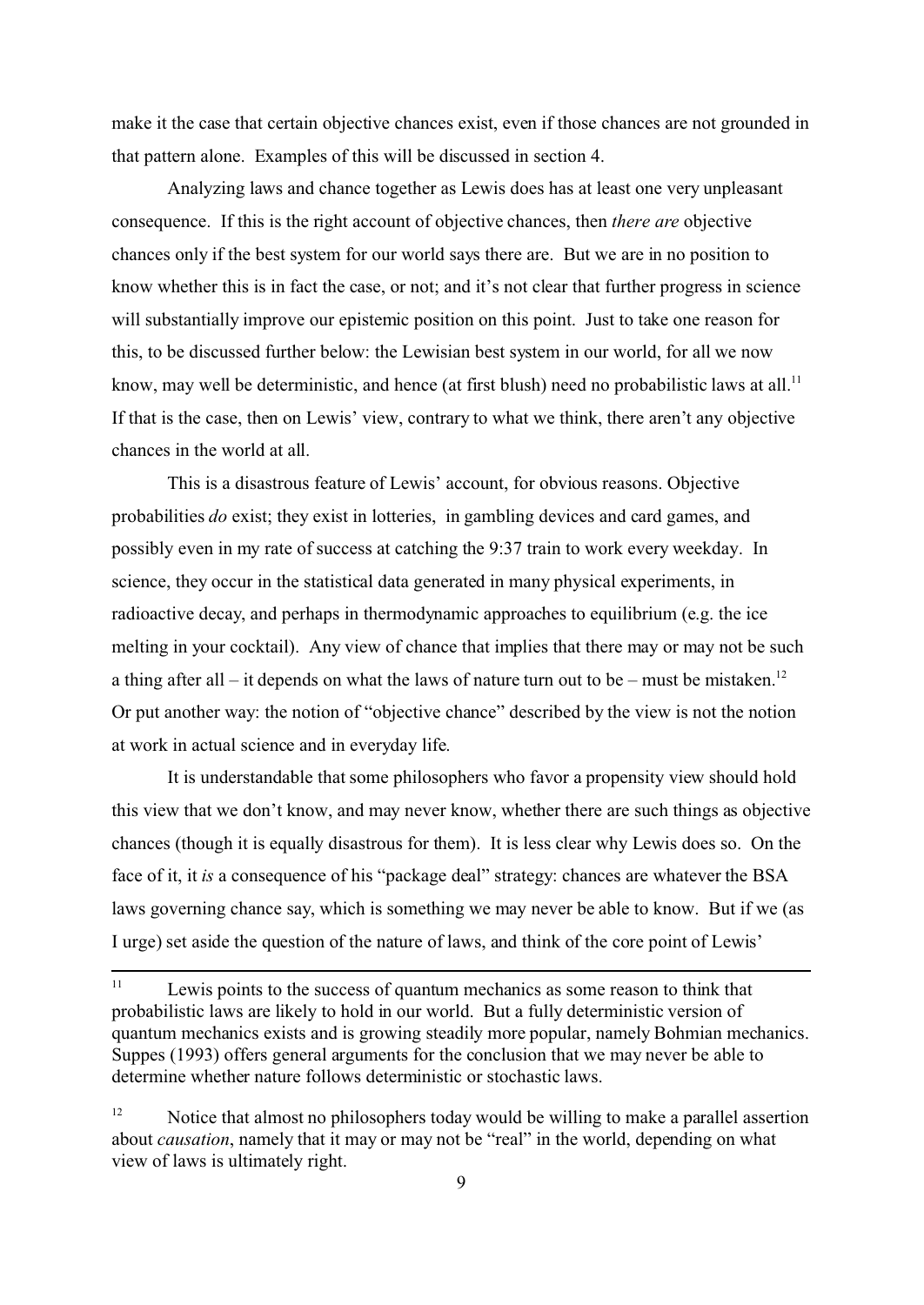make it the case that certain objective chances exist, even if those chances are not grounded in that pattern alone. Examples of this will be discussed in section 4.

Analyzing laws and chance together as Lewis does has at least one very unpleasant consequence. If this is the right account of objective chances, then *there are* objective chances only if the best system for our world says there are. But we are in no position to know whether this is in fact the case, or not; and it's not clear that further progress in science will substantially improve our epistemic position on this point. Just to take one reason for this, to be discussed further below: the Lewisian best system in our world, for all we now know, may well be deterministic, and hence (at first blush) need no probabilistic laws at all.[11] If that is the case, then on Lewis' view, contrary to what we think, there aren't any objective chances in the world at all.

This is a disastrous feature of Lewis' account, for obvious reasons. Objective probabilities *do* exist; they exist in lotteries, in gambling devices and card games, and possibly even in my rate of success at catching the 9:37 train to work every weekday. In science, they occur in the statistical data generated in many physical experiments, in radioactive decay, and perhaps in thermodynamic approaches to equilibrium (e.g. the ice melting in your cocktail). Any view of chance that implies that there may or may not be such a thing after all – it depends on what the laws of nature turn out to be – must be mistaken.[12] Or put another way: the notion of "objective chance" described by the view is not the notion at work in actual science and in everyday life.

It is understandable that some philosophers who favor a propensity view should hold this view that we don't know, and may never know, whether there are such things as objective chances (though it is equally disastrous for them). It is less clear why Lewis does so. On the face of it, it *is* a consequence of his "package deal" strategy: chances are whatever the BSA laws governing chance say, which is something we may never be able to know. But if we (as I urge) set aside the question of the nature of laws, and think of the core point of Lewis'

---

[11] Lewis points to the success of quantum mechanics as some reason to think that probabilistic laws are likely to hold in our world. But a fully deterministic version of quantum mechanics exists and is growing steadily more popular, namely Bohmian mechanics. Suppes (1993) offers general arguments for the conclusion that we may never be able to determine whether nature follows deterministic or stochastic laws.

[12] Notice that almost no philosophers today would be willing to make a parallel assertion about *causation*, namely that it may or may not be "real" in the world, depending on what view of laws is ultimately right.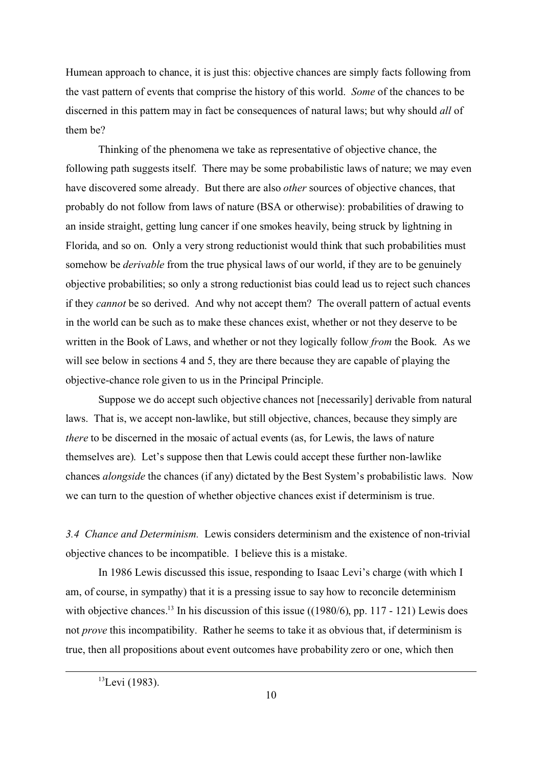Humean approach to chance, it is just this: objective chances are simply facts following from the vast pattern of events that comprise the history of this world. *Some* of the chances to be discerned in this pattern may in fact be consequences of natural laws; but why should *all* of them be?

Thinking of the phenomena we take as representative of objective chance, the following path suggests itself. There may be some probabilistic laws of nature; we may even have discovered some already. But there are also *other* sources of objective chances, that probably do not follow from laws of nature (BSA or otherwise): probabilities of drawing to an inside straight, getting lung cancer if one smokes heavily, being struck by lightning in Florida, and so on. Only a very strong reductionist would think that such probabilities must somehow be *derivable* from the true physical laws of our world, if they are to be genuinely objective probabilities; so only a strong reductionist bias could lead us to reject such chances if they *cannot* be so derived. And why not accept them? The overall pattern of actual events in the world can be such as to make these chances exist, whether or not they deserve to be written in the Book of Laws, and whether or not they logically follow *from* the Book. As we will see below in sections 4 and 5, they are there because they are capable of playing the objective-chance role given to us in the Principal Principle.

Suppose we do accept such objective chances not [necessarily] derivable from natural laws. That is, we accept non-lawlike, but still objective, chances, because they simply are *there* to be discerned in the mosaic of actual events (as, for Lewis, the laws of nature themselves are). Let's suppose then that Lewis could accept these further non-lawlike chances *alongside* the chances (if any) dictated by the Best System's probabilistic laws. Now we can turn to the question of whether objective chances exist if determinism is true.

*3.4 Chance and Determinism.* Lewis considers determinism and the existence of non-trivial objective chances to be incompatible. I believe this is a mistake.

In 1986 Lewis discussed this issue, responding to Isaac Levi's charge (with which I am, of course, in sympathy) that it is a pressing issue to say how to reconcile determinism with objective chances.[13] In his discussion of this issue ((1980/6), pp. 117 - 121) Lewis does not *prove* this incompatibility. Rather he seems to take it as obvious that, if determinism is true, then all propositions about event outcomes have probability zero or one, which then

[13] Levi (1983).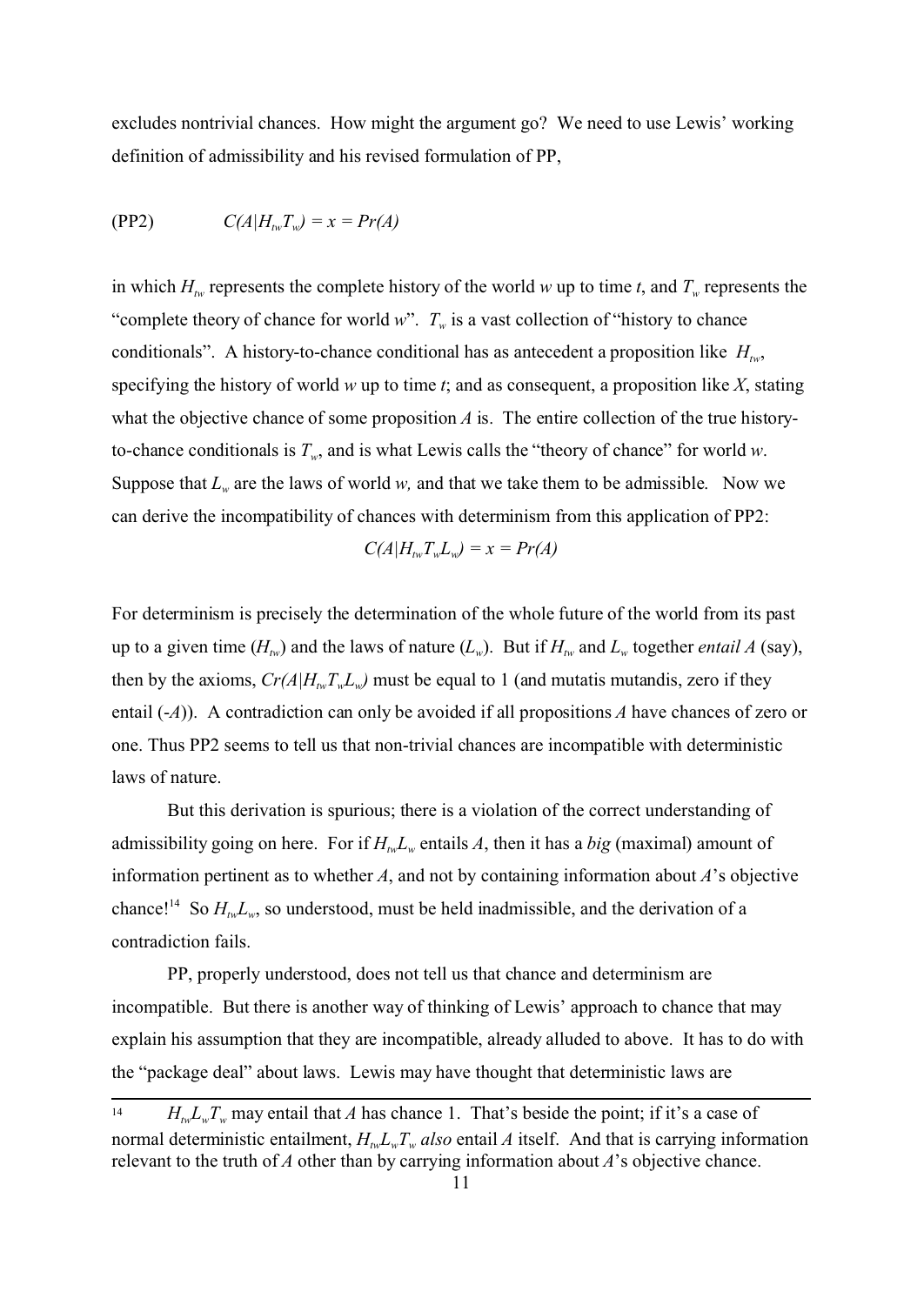excludes nontrivial chances. How might the argument go? We need to use Lewis' working definition of admissibility and his revised formulation of PP,

(PP2) $\quad C(A|H_{tw}T_w) = x = Pr(A)$

in which $H_{tw}$ represents the complete history of the world $w$ up to time $t$, and $T_w$ represents the "complete theory of chance for world $w$". $T_w$ is a vast collection of "history to chance conditionals". A history-to-chance conditional has as antecedent a proposition like $H_{tw}$, specifying the history of world $w$ up to time $t$; and as consequent, a proposition like $X$, stating what the objective chance of some proposition $A$ is. The entire collection of the true history-to-chance conditionals is $T_w$, and is what Lewis calls the "theory of chance" for world $w$. Suppose that $L_w$ are the laws of world $w$, and that we take them to be admissible. Now we can derive the incompatibility of chances with determinism from this application of PP2:

$$C(A|H_{tw}T_wL_w) = x = Pr(A)$$

For determinism is precisely the determination of the whole future of the world from its past up to a given time ($H_{tw}$) and the laws of nature ($L_w$). But if $H_{tw}$ and $L_w$ together *entail A* (say), then by the axioms, $Cr(A|H_{tw}T_wL_w)$ must be equal to 1 (and mutatis mutandis, zero if they entail ($-A$)). A contradiction can only be avoided if all propositions $A$ have chances of zero or one. Thus PP2 seems to tell us that non-trivial chances are incompatible with deterministic laws of nature.

But this derivation is spurious; there is a violation of the correct understanding of admissibility going on here. For if $H_{tw}L_w$ entails $A$, then it has a *big* (maximal) amount of information pertinent as to whether $A$, and not by containing information about $A$'s objective chance![14] So $H_{tw}L_w$, so understood, must be held inadmissible, and the derivation of a contradiction fails.

PP, properly understood, does not tell us that chance and determinism are incompatible. But there is another way of thinking of Lewis' approach to chance that may explain his assumption that they are incompatible, already alluded to above. It has to do with the "package deal" about laws. Lewis may have thought that deterministic laws are

---

[14] $H_{tw}L_wT_w$ may entail that $A$ has chance 1. That's beside the point; if it's a case of normal deterministic entailment, $H_{tw}L_wT_w$ *also* entail $A$ itself. And that is carrying information relevant to the truth of $A$ other than by carrying information about $A$'s objective chance.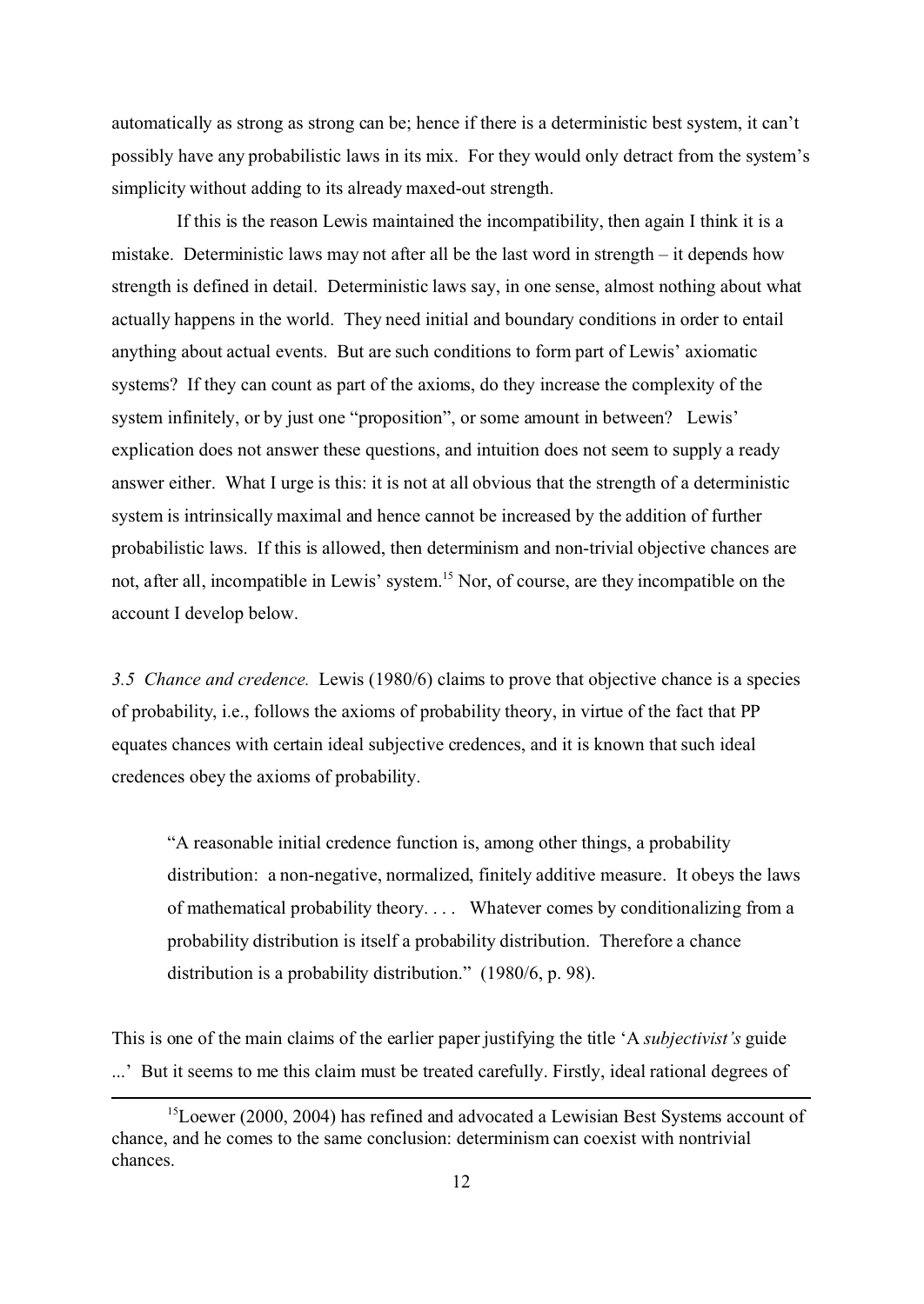automatically as strong as strong can be; hence if there is a deterministic best system, it can't possibly have any probabilistic laws in its mix. For they would only detract from the system's simplicity without adding to its already maxed-out strength.

If this is the reason Lewis maintained the incompatibility, then again I think it is a mistake. Deterministic laws may not after all be the last word in strength – it depends how strength is defined in detail. Deterministic laws say, in one sense, almost nothing about what actually happens in the world. They need initial and boundary conditions in order to entail anything about actual events. But are such conditions to form part of Lewis' axiomatic systems? If they can count as part of the axioms, do they increase the complexity of the system infinitely, or by just one "proposition", or some amount in between? Lewis' explication does not answer these questions, and intuition does not seem to supply a ready answer either. What I urge is this: it is not at all obvious that the strength of a deterministic system is intrinsically maximal and hence cannot be increased by the addition of further probabilistic laws. If this is allowed, then determinism and non-trivial objective chances are not, after all, incompatible in Lewis' system.[15] Nor, of course, are they incompatible on the account I develop below.

*3.5 Chance and credence.* Lewis (1980/6) claims to prove that objective chance is a species of probability, i.e., follows the axioms of probability theory, in virtue of the fact that PP equates chances with certain ideal subjective credences, and it is known that such ideal credences obey the axioms of probability.

> "A reasonable initial credence function is, among other things, a probability distribution: a non-negative, normalized, finitely additive measure. It obeys the laws of mathematical probability theory. . . . Whatever comes by conditionalizing from a probability distribution is itself a probability distribution. Therefore a chance distribution is a probability distribution." (1980/6, p. 98).

This is one of the main claims of the earlier paper justifying the title 'A *subjectivist's* guide ...' But it seems to me this claim must be treated carefully. Firstly, ideal rational degrees of

---

[15] Loewer (2000, 2004) has refined and advocated a Lewisian Best Systems account of chance, and he comes to the same conclusion: determinism can coexist with nontrivial chances.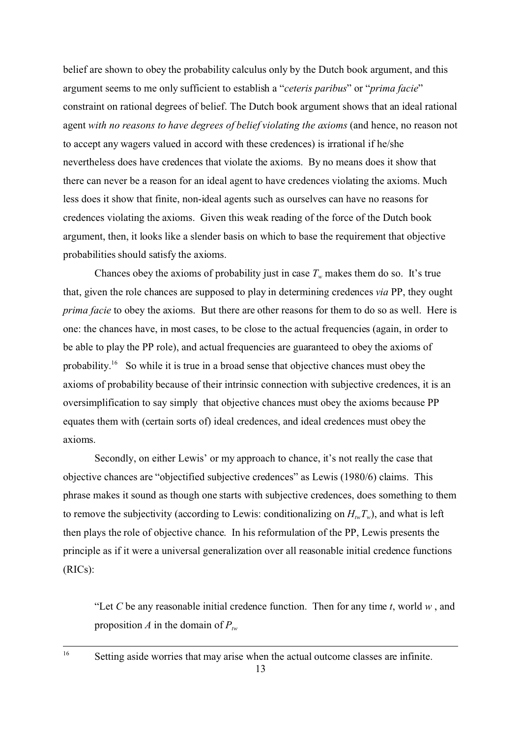belief are shown to obey the probability calculus only by the Dutch book argument, and this argument seems to me only sufficient to establish a "*ceteris paribus*" or "*prima facie*" constraint on rational degrees of belief. The Dutch book argument shows that an ideal rational agent *with no reasons to have degrees of belief violating the axioms* (and hence, no reason not to accept any wagers valued in accord with these credences) is irrational if he/she nevertheless does have credences that violate the axioms. By no means does it show that there can never be a reason for an ideal agent to have credences violating the axioms. Much less does it show that finite, non-ideal agents such as ourselves can have no reasons for credences violating the axioms. Given this weak reading of the force of the Dutch book argument, then, it looks like a slender basis on which to base the requirement that objective probabilities should satisfy the axioms.

Chances obey the axioms of probability just in case $T_w$ makes them do so. It's true that, given the role chances are supposed to play in determining credences *via* PP, they ought *prima facie* to obey the axioms. But there are other reasons for them to do so as well. Here is one: the chances have, in most cases, to be close to the actual frequencies (again, in order to be able to play the PP role), and actual frequencies are guaranteed to obey the axioms of probability.[16] So while it is true in a broad sense that objective chances must obey the axioms of probability because of their intrinsic connection with subjective credences, it is an oversimplification to say simply that objective chances must obey the axioms because PP equates them with (certain sorts of) ideal credences, and ideal credences must obey the axioms.

Secondly, on either Lewis' or my approach to chance, it's not really the case that objective chances are "objectified subjective credences" as Lewis (1980/6) claims. This phrase makes it sound as though one starts with subjective credences, does something to them to remove the subjectivity (according to Lewis: conditionalizing on $H_{tw}T_w$), and what is left then plays the role of objective chance. In his reformulation of the PP, Lewis presents the principle as if it were a universal generalization over all reasonable initial credence functions (RICs):

> "Let $C$ be any reasonable initial credence function. Then for any time $t$, world $w$, and proposition $A$ in the domain of $P_{tw}$

---

[16] Setting aside worries that may arise when the actual outcome classes are infinite.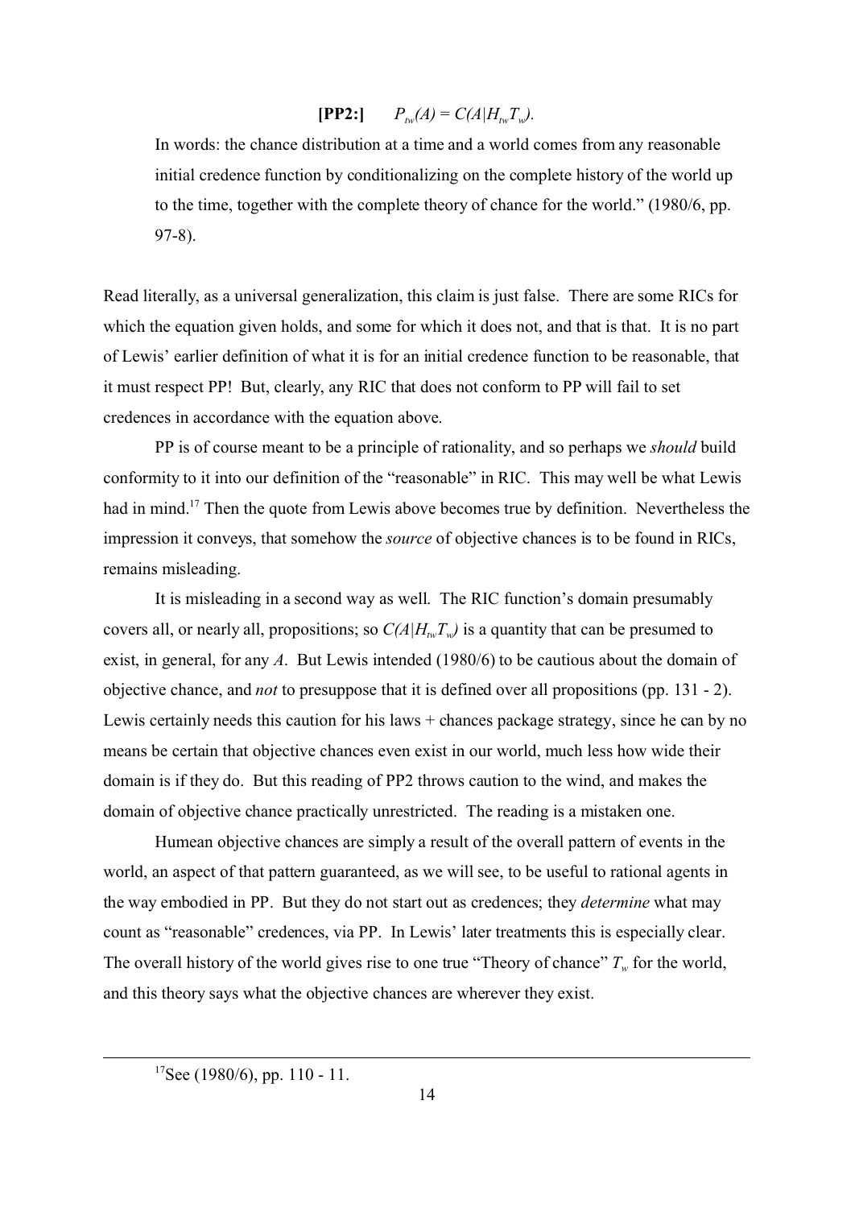> **[PP2:]** $P_{tw}(A) = C(A|H_{tw}T_w)$.
>
> In words: the chance distribution at a time and a world comes from any reasonable initial credence function by conditionalizing on the complete history of the world up to the time, together with the complete theory of chance for the world." (1980/6, pp. 97-8).

Read literally, as a universal generalization, this claim is just false. There are some RICs for which the equation given holds, and some for which it does not, and that is that. It is no part of Lewis' earlier definition of what it is for an initial credence function to be reasonable, that it must respect PP! But, clearly, any RIC that does not conform to PP will fail to set credences in accordance with the equation above.

PP is of course meant to be a principle of rationality, and so perhaps we *should* build conformity to it into our definition of the "reasonable" in RIC. This may well be what Lewis had in mind.[17] Then the quote from Lewis above becomes true by definition. Nevertheless the impression it conveys, that somehow the *source* of objective chances is to be found in RICs, remains misleading.

It is misleading in a second way as well. The RIC function's domain presumably covers all, or nearly all, propositions; so $C(A|H_{tw}T_w)$ is a quantity that can be presumed to exist, in general, for any $A$. But Lewis intended (1980/6) to be cautious about the domain of objective chance, and *not* to presuppose that it is defined over all propositions (pp. 131 - 2). Lewis certainly needs this caution for his laws + chances package strategy, since he can by no means be certain that objective chances even exist in our world, much less how wide their domain is if they do. But this reading of PP2 throws caution to the wind, and makes the domain of objective chance practically unrestricted. The reading is a mistaken one.

Humean objective chances are simply a result of the overall pattern of events in the world, an aspect of that pattern guaranteed, as we will see, to be useful to rational agents in the way embodied in PP. But they do not start out as credences; they *determine* what may count as "reasonable" credences, via PP. In Lewis' later treatments this is especially clear. The overall history of the world gives rise to one true "Theory of chance" $T_w$ for the world, and this theory says what the objective chances are wherever they exist.

---

[17] See (1980/6), pp. 110 - 11.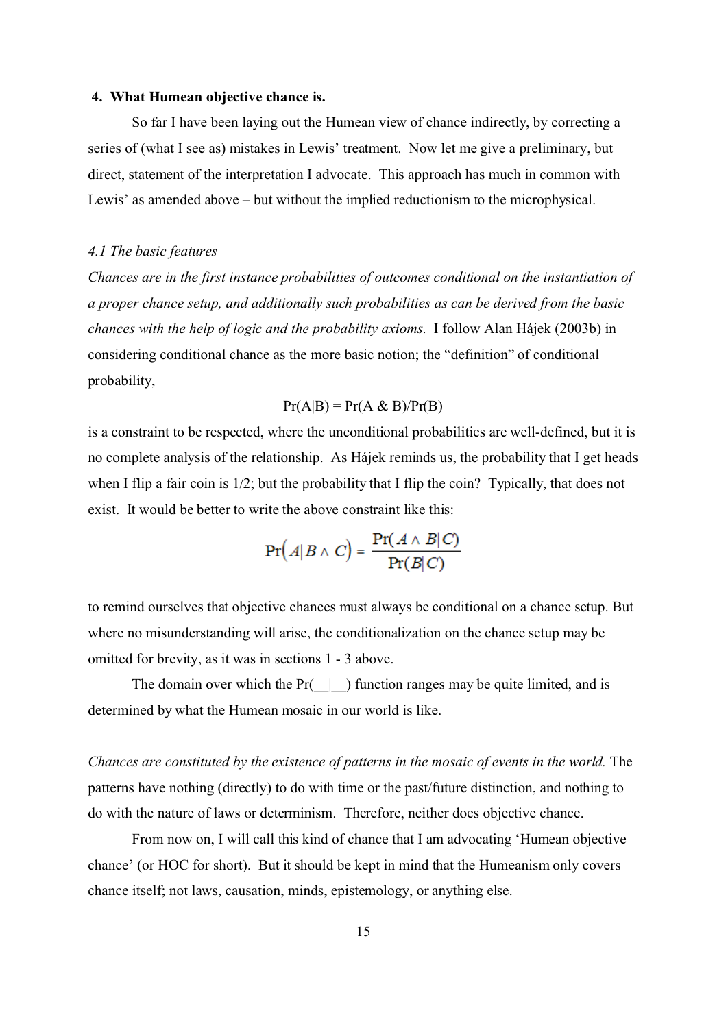## 4. What Humean objective chance is.

So far I have been laying out the Humean view of chance indirectly, by correcting a series of (what I see as) mistakes in Lewis' treatment. Now let me give a preliminary, but direct, statement of the interpretation I advocate. This approach has much in common with Lewis' as amended above – but without the implied reductionism to the microphysical.

### *4.1 The basic features*

*Chances are in the first instance probabilities of outcomes conditional on the instantiation of a proper chance setup, and additionally such probabilities as can be derived from the basic chances with the help of logic and the probability axioms.* I follow Alan Hájek (2003b) in considering conditional chance as the more basic notion; the "definition" of conditional probability,

$$\Pr(A|B) = \Pr(A \& B)/\Pr(B)$$

is a constraint to be respected, where the unconditional probabilities are well-defined, but it is no complete analysis of the relationship. As Hájek reminds us, the probability that I get heads when I flip a fair coin is 1/2; but the probability that I flip the coin? Typically, that does not exist. It would be better to write the above constraint like this:

$$\Pr\left(A | B \wedge C\right) = \frac{\Pr(A \wedge B | C)}{\Pr(B|C)}$$

to remind ourselves that objective chances must always be conditional on a chance setup. But where no misunderstanding will arise, the conditionalization on the chance setup may be omitted for brevity, as it was in sections 1 - 3 above.

The domain over which the Pr(\_\_|\_\_) function ranges may be quite limited, and is determined by what the Humean mosaic in our world is like.

*Chances are constituted by the existence of patterns in the mosaic of events in the world.* The patterns have nothing (directly) to do with time or the past/future distinction, and nothing to do with the nature of laws or determinism. Therefore, neither does objective chance.

From now on, I will call this kind of chance that I am advocating 'Humean objective chance' (or HOC for short). But it should be kept in mind that the Humeanism only covers chance itself; not laws, causation, minds, epistemology, or anything else.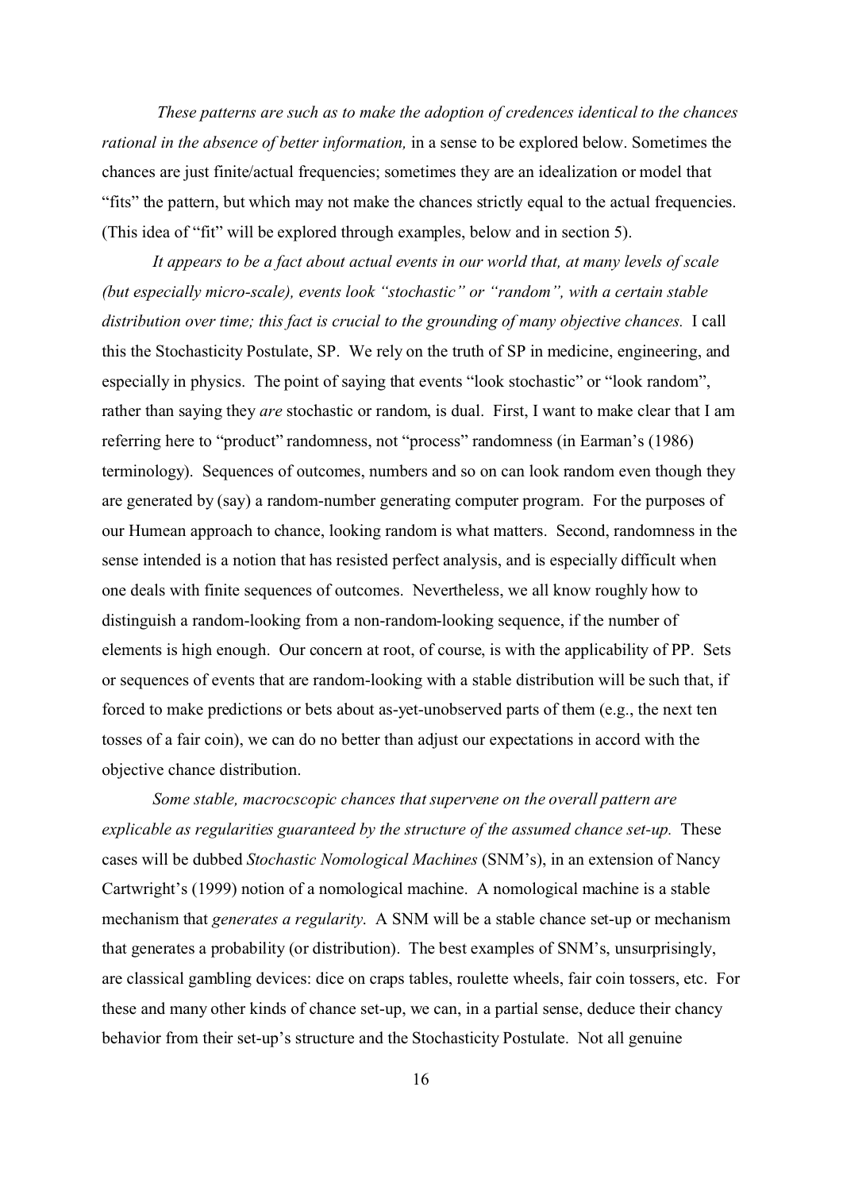*These patterns are such as to make the adoption of credences identical to the chances rational in the absence of better information,* in a sense to be explored below. Sometimes the chances are just finite/actual frequencies; sometimes they are an idealization or model that "fits" the pattern, but which may not make the chances strictly equal to the actual frequencies. (This idea of "fit" will be explored through examples, below and in section 5).

*It appears to be a fact about actual events in our world that, at many levels of scale (but especially micro-scale), events look "stochastic" or "random", with a certain stable distribution over time; this fact is crucial to the grounding of many objective chances.* I call this the Stochasticity Postulate, SP. We rely on the truth of SP in medicine, engineering, and especially in physics. The point of saying that events "look stochastic" or "look random", rather than saying they *are* stochastic or random, is dual. First, I want to make clear that I am referring here to "product" randomness, not "process" randomness (in Earman's (1986) terminology). Sequences of outcomes, numbers and so on can look random even though they are generated by (say) a random-number generating computer program. For the purposes of our Humean approach to chance, looking random is what matters. Second, randomness in the sense intended is a notion that has resisted perfect analysis, and is especially difficult when one deals with finite sequences of outcomes. Nevertheless, we all know roughly how to distinguish a random-looking from a non-random-looking sequence, if the number of elements is high enough. Our concern at root, of course, is with the applicability of PP. Sets or sequences of events that are random-looking with a stable distribution will be such that, if forced to make predictions or bets about as-yet-unobserved parts of them (e.g., the next ten tosses of a fair coin), we can do no better than adjust our expectations in accord with the objective chance distribution.

*Some stable, macrocscopic chances that supervene on the overall pattern are explicable as regularities guaranteed by the structure of the assumed chance set-up.* These cases will be dubbed *Stochastic Nomological Machines* (SNM's), in an extension of Nancy Cartwright's (1999) notion of a nomological machine. A nomological machine is a stable mechanism that *generates a regularity.* A SNM will be a stable chance set-up or mechanism that generates a probability (or distribution). The best examples of SNM's, unsurprisingly, are classical gambling devices: dice on craps tables, roulette wheels, fair coin tossers, etc. For these and many other kinds of chance set-up, we can, in a partial sense, deduce their chancy behavior from their set-up's structure and the Stochasticity Postulate. Not all genuine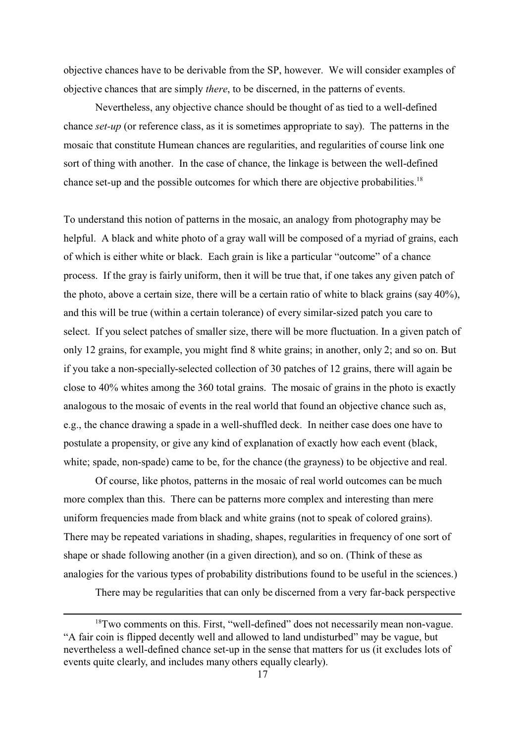objective chances have to be derivable from the SP, however. We will consider examples of objective chances that are simply *there*, to be discerned, in the patterns of events.

Nevertheless, any objective chance should be thought of as tied to a well-defined chance *set-up* (or reference class, as it is sometimes appropriate to say). The patterns in the mosaic that constitute Humean chances are regularities, and regularities of course link one sort of thing with another. In the case of chance, the linkage is between the well-defined chance set-up and the possible outcomes for which there are objective probabilities.[18]

To understand this notion of patterns in the mosaic, an analogy from photography may be helpful. A black and white photo of a gray wall will be composed of a myriad of grains, each of which is either white or black. Each grain is like a particular "outcome" of a chance process. If the gray is fairly uniform, then it will be true that, if one takes any given patch of the photo, above a certain size, there will be a certain ratio of white to black grains (say 40%), and this will be true (within a certain tolerance) of every similar-sized patch you care to select. If you select patches of smaller size, there will be more fluctuation. In a given patch of only 12 grains, for example, you might find 8 white grains; in another, only 2; and so on. But if you take a non-specially-selected collection of 30 patches of 12 grains, there will again be close to 40% whites among the 360 total grains. The mosaic of grains in the photo is exactly analogous to the mosaic of events in the real world that found an objective chance such as, e.g., the chance drawing a spade in a well-shuffled deck. In neither case does one have to postulate a propensity, or give any kind of explanation of exactly how each event (black, white; spade, non-spade) came to be, for the chance (the grayness) to be objective and real.

Of course, like photos, patterns in the mosaic of real world outcomes can be much more complex than this. There can be patterns more complex and interesting than mere uniform frequencies made from black and white grains (not to speak of colored grains). There may be repeated variations in shading, shapes, regularities in frequency of one sort of shape or shade following another (in a given direction), and so on. (Think of these as analogies for the various types of probability distributions found to be useful in the sciences.)

There may be regularities that can only be discerned from a very far-back perspective

---

[18] Two comments on this. First, "well-defined" does not necessarily mean non-vague. "A fair coin is flipped decently well and allowed to land undisturbed" may be vague, but nevertheless a well-defined chance set-up in the sense that matters for us (it excludes lots of events quite clearly, and includes many others equally clearly).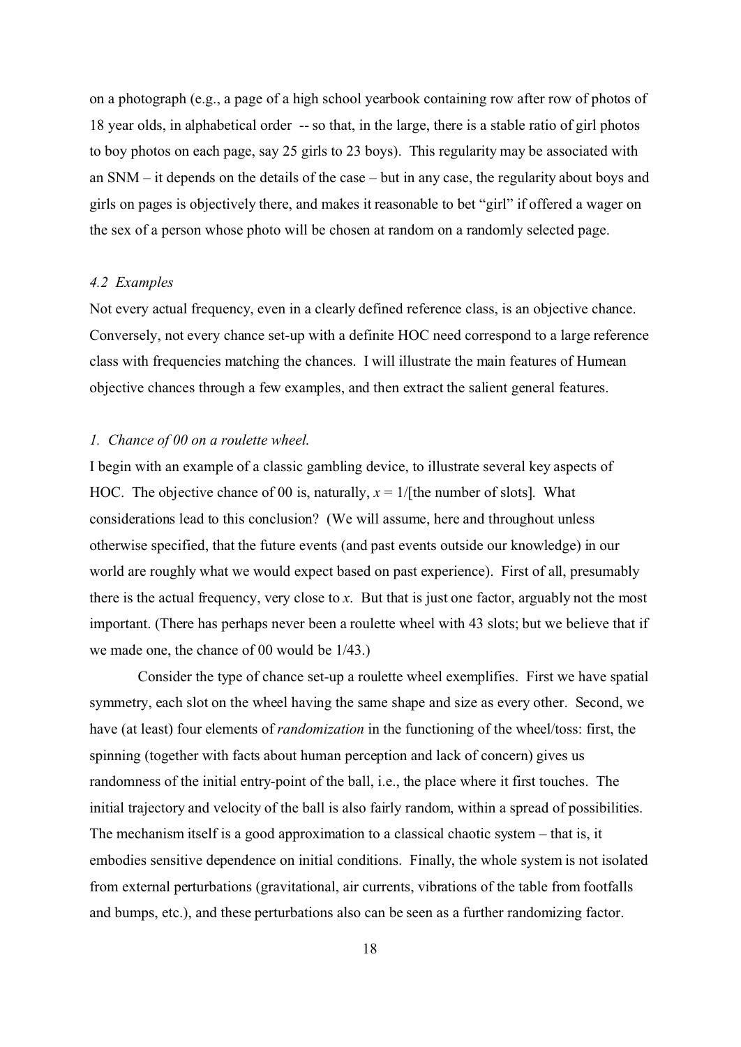on a photograph (e.g., a page of a high school yearbook containing row after row of photos of 18 year olds, in alphabetical order -- so that, in the large, there is a stable ratio of girl photos to boy photos on each page, say 25 girls to 23 boys). This regularity may be associated with an SNM – it depends on the details of the case – but in any case, the regularity about boys and girls on pages is objectively there, and makes it reasonable to bet "girl" if offered a wager on the sex of a person whose photo will be chosen at random on a randomly selected page.

### *4.2 Examples*

Not every actual frequency, even in a clearly defined reference class, is an objective chance. Conversely, not every chance set-up with a definite HOC need correspond to a large reference class with frequencies matching the chances. I will illustrate the main features of Humean objective chances through a few examples, and then extract the salient general features.

#### *1. Chance of 00 on a roulette wheel.*

I begin with an example of a classic gambling device, to illustrate several key aspects of HOC. The objective chance of 00 is, naturally, $x = 1/$[the number of slots]. What considerations lead to this conclusion? (We will assume, here and throughout unless otherwise specified, that the future events (and past events outside our knowledge) in our world are roughly what we would expect based on past experience). First of all, presumably there is the actual frequency, very close to $x$. But that is just one factor, arguably not the most important. (There has perhaps never been a roulette wheel with 43 slots; but we believe that if we made one, the chance of 00 would be 1/43.)

Consider the type of chance set-up a roulette wheel exemplifies. First we have spatial symmetry, each slot on the wheel having the same shape and size as every other. Second, we have (at least) four elements of *randomization* in the functioning of the wheel/toss: first, the spinning (together with facts about human perception and lack of concern) gives us randomness of the initial entry-point of the ball, i.e., the place where it first touches. The initial trajectory and velocity of the ball is also fairly random, within a spread of possibilities. The mechanism itself is a good approximation to a classical chaotic system – that is, it embodies sensitive dependence on initial conditions. Finally, the whole system is not isolated from external perturbations (gravitational, air currents, vibrations of the table from footfalls and bumps, etc.), and these perturbations also can be seen as a further randomizing factor.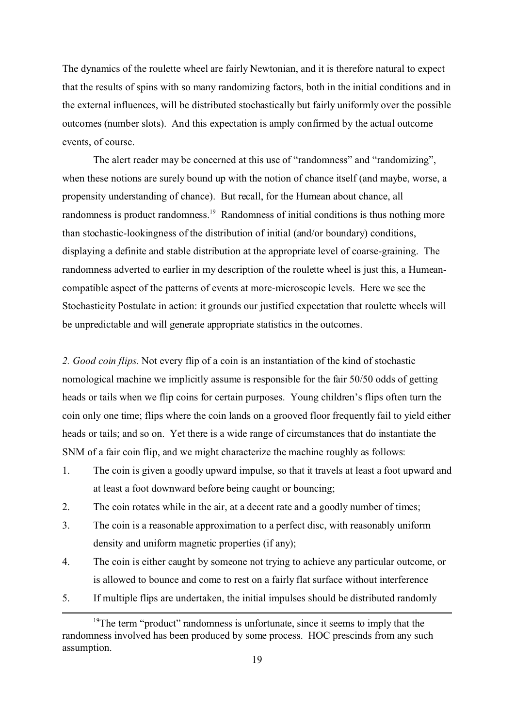The dynamics of the roulette wheel are fairly Newtonian, and it is therefore natural to expect that the results of spins with so many randomizing factors, both in the initial conditions and in the external influences, will be distributed stochastically but fairly uniformly over the possible outcomes (number slots). And this expectation is amply confirmed by the actual outcome events, of course.

The alert reader may be concerned at this use of "randomness" and "randomizing", when these notions are surely bound up with the notion of chance itself (and maybe, worse, a propensity understanding of chance). But recall, for the Humean about chance, all randomness is product randomness.[19] Randomness of initial conditions is thus nothing more than stochastic-lookingness of the distribution of initial (and/or boundary) conditions, displaying a definite and stable distribution at the appropriate level of coarse-graining. The randomness adverted to earlier in my description of the roulette wheel is just this, a Humean-compatible aspect of the patterns of events at more-microscopic levels. Here we see the Stochasticity Postulate in action: it grounds our justified expectation that roulette wheels will be unpredictable and will generate appropriate statistics in the outcomes.

*2. Good coin flips.* Not every flip of a coin is an instantiation of the kind of stochastic nomological machine we implicitly assume is responsible for the fair 50/50 odds of getting heads or tails when we flip coins for certain purposes. Young children's flips often turn the coin only one time; flips where the coin lands on a grooved floor frequently fail to yield either heads or tails; and so on. Yet there is a wide range of circumstances that do instantiate the SNM of a fair coin flip, and we might characterize the machine roughly as follows:

1. The coin is given a goodly upward impulse, so that it travels at least a foot upward and at least a foot downward before being caught or bouncing;
2. The coin rotates while in the air, at a decent rate and a goodly number of times;
3. The coin is a reasonable approximation to a perfect disc, with reasonably uniform density and uniform magnetic properties (if any);
4. The coin is either caught by someone not trying to achieve any particular outcome, or is allowed to bounce and come to rest on a fairly flat surface without interference
5. If multiple flips are undertaken, the initial impulses should be distributed randomly

[19] The term "product" randomness is unfortunate, since it seems to imply that the randomness involved has been produced by some process. HOC prescinds from any such assumption.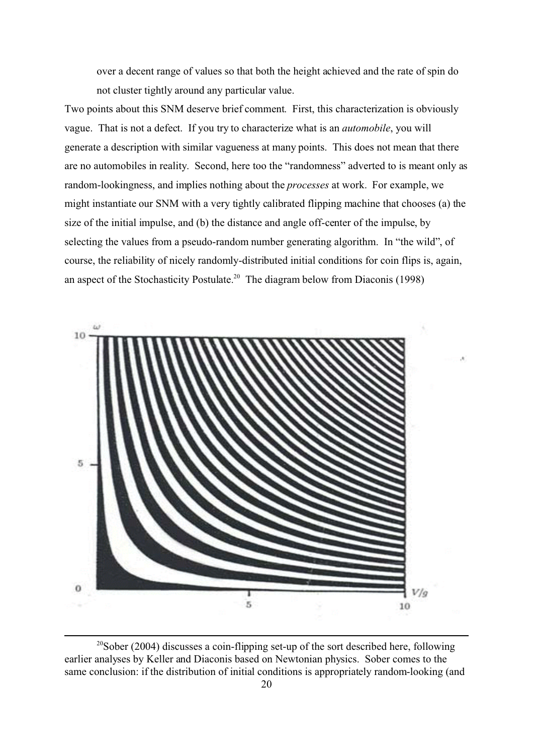over a decent range of values so that both the height achieved and the rate of spin do not cluster tightly around any particular value.

Two points about this SNM deserve brief comment. First, this characterization is obviously vague. That is not a defect. If you try to characterize what is an *automobile*, you will generate a description with similar vagueness at many points. This does not mean that there are no automobiles in reality. Second, here too the "randomness" adverted to is meant only as random-lookingness, and implies nothing about the *processes* at work. For example, we might instantiate our SNM with a very tightly calibrated flipping machine that chooses (a) the size of the initial impulse, and (b) the distance and angle off-center of the impulse, by selecting the values from a pseudo-random number generating algorithm. In "the wild", of course, the reliability of nicely randomly-distributed initial conditions for coin flips is, again, an aspect of the Stochasticity Postulate.[20] The diagram below from Diaconis (1998)

[20] Sober (2004) discusses a coin-flipping set-up of the sort described here, following earlier analyses by Keller and Diaconis based on Newtonian physics. Sober comes to the same conclusion: if the distribution of initial conditions is appropriately random-looking (and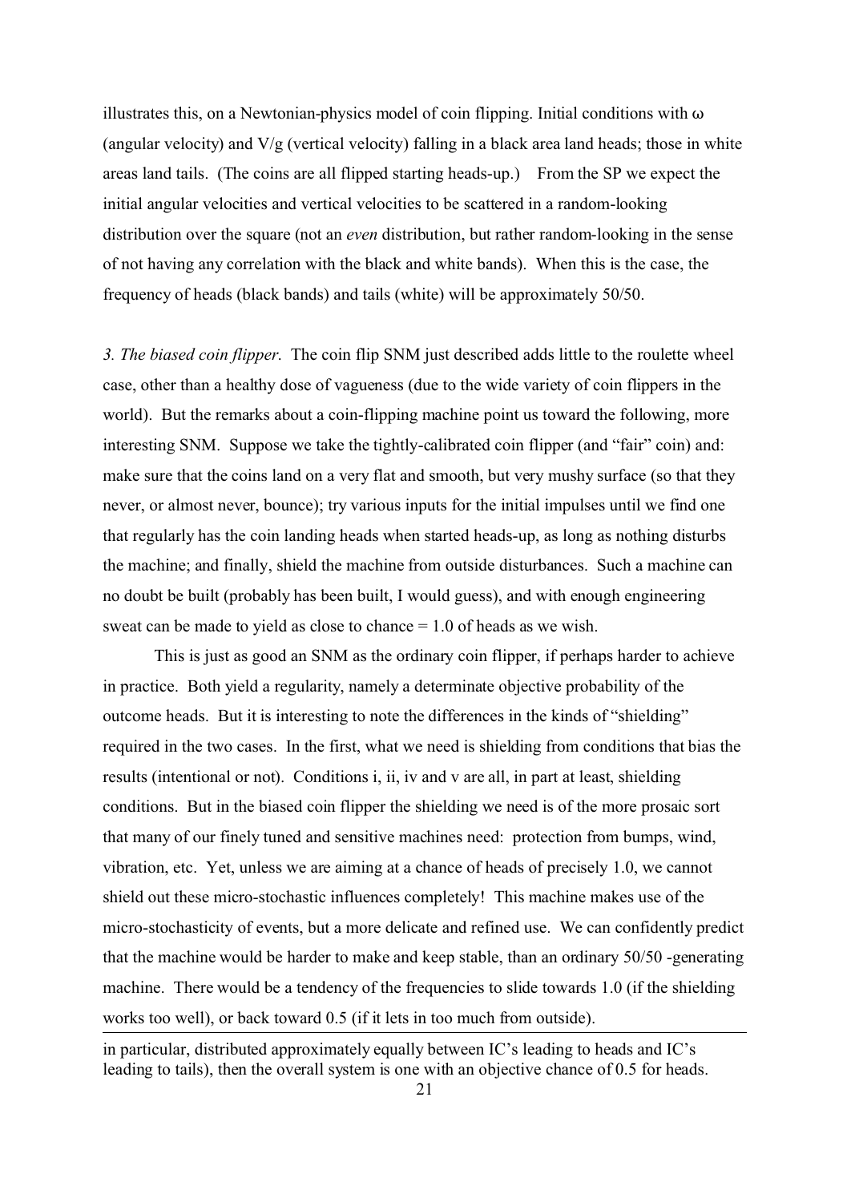illustrates this, on a Newtonian-physics model of coin flipping. Initial conditions with $\omega$ (angular velocity) and $V/g$ (vertical velocity) falling in a black area land heads; those in white areas land tails. (The coins are all flipped starting heads-up.) From the SP we expect the initial angular velocities and vertical velocities to be scattered in a random-looking distribution over the square (not an *even* distribution, but rather random-looking in the sense of not having any correlation with the black and white bands). When this is the case, the frequency of heads (black bands) and tails (white) will be approximately 50/50.

*3. The biased coin flipper.* The coin flip SNM just described adds little to the roulette wheel case, other than a healthy dose of vagueness (due to the wide variety of coin flippers in the world). But the remarks about a coin-flipping machine point us toward the following, more interesting SNM. Suppose we take the tightly-calibrated coin flipper (and "fair" coin) and: make sure that the coins land on a very flat and smooth, but very mushy surface (so that they never, or almost never, bounce); try various inputs for the initial impulses until we find one that regularly has the coin landing heads when started heads-up, as long as nothing disturbs the machine; and finally, shield the machine from outside disturbances. Such a machine can no doubt be built (probably has been built, I would guess), and with enough engineering sweat can be made to yield as close to chance = 1.0 of heads as we wish.

This is just as good an SNM as the ordinary coin flipper, if perhaps harder to achieve in practice. Both yield a regularity, namely a determinate objective probability of the outcome heads. But it is interesting to note the differences in the kinds of "shielding" required in the two cases. In the first, what we need is shielding from conditions that bias the results (intentional or not). Conditions i, ii, iv and v are all, in part at least, shielding conditions. But in the biased coin flipper the shielding we need is of the more prosaic sort that many of our finely tuned and sensitive machines need: protection from bumps, wind, vibration, etc. Yet, unless we are aiming at a chance of heads of precisely 1.0, we cannot shield out these micro-stochastic influences completely! This machine makes use of the micro-stochasticity of events, but a more delicate and refined use. We can confidently predict that the machine would be harder to make and keep stable, than an ordinary 50/50 -generating machine. There would be a tendency of the frequencies to slide towards 1.0 (if the shielding works too well), or back toward 0.5 (if it lets in too much from outside).

---

in particular, distributed approximately equally between IC's leading to heads and IC's leading to tails), then the overall system is one with an objective chance of 0.5 for heads.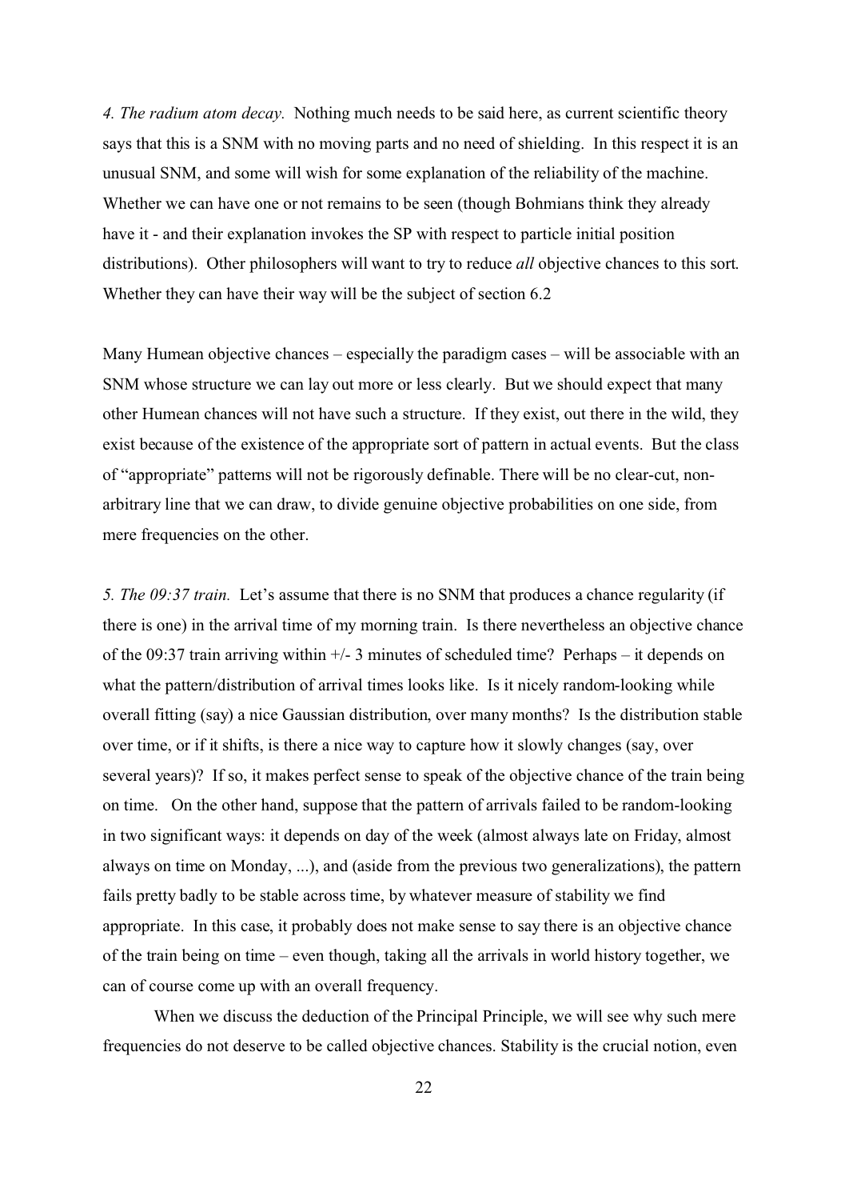*4. The radium atom decay.* Nothing much needs to be said here, as current scientific theory says that this is a SNM with no moving parts and no need of shielding. In this respect it is an unusual SNM, and some will wish for some explanation of the reliability of the machine. Whether we can have one or not remains to be seen (though Bohmians think they already have it - and their explanation invokes the SP with respect to particle initial position distributions). Other philosophers will want to try to reduce *all* objective chances to this sort. Whether they can have their way will be the subject of section 6.2

Many Humean objective chances – especially the paradigm cases – will be associable with an SNM whose structure we can lay out more or less clearly. But we should expect that many other Humean chances will not have such a structure. If they exist, out there in the wild, they exist because of the existence of the appropriate sort of pattern in actual events. But the class of "appropriate" patterns will not be rigorously definable. There will be no clear-cut, non-arbitrary line that we can draw, to divide genuine objective probabilities on one side, from mere frequencies on the other.

*5. The 09:37 train.* Let's assume that there is no SNM that produces a chance regularity (if there is one) in the arrival time of my morning train. Is there nevertheless an objective chance of the 09:37 train arriving within +/- 3 minutes of scheduled time? Perhaps – it depends on what the pattern/distribution of arrival times looks like. Is it nicely random-looking while overall fitting (say) a nice Gaussian distribution, over many months? Is the distribution stable over time, or if it shifts, is there a nice way to capture how it slowly changes (say, over several years)? If so, it makes perfect sense to speak of the objective chance of the train being on time. On the other hand, suppose that the pattern of arrivals failed to be random-looking in two significant ways: it depends on day of the week (almost always late on Friday, almost always on time on Monday, ...), and (aside from the previous two generalizations), the pattern fails pretty badly to be stable across time, by whatever measure of stability we find appropriate. In this case, it probably does not make sense to say there is an objective chance of the train being on time – even though, taking all the arrivals in world history together, we can of course come up with an overall frequency.

When we discuss the deduction of the Principal Principle, we will see why such mere frequencies do not deserve to be called objective chances. Stability is the crucial notion, even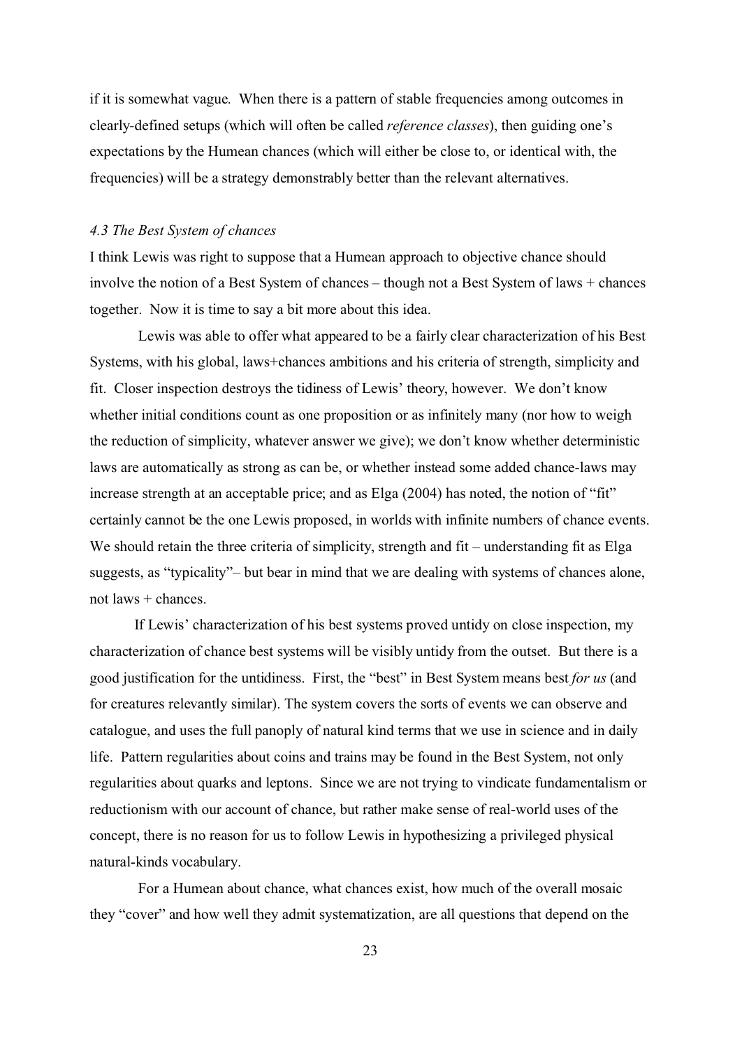if it is somewhat vague. When there is a pattern of stable frequencies among outcomes in clearly-defined setups (which will often be called *reference classes*), then guiding one's expectations by the Humean chances (which will either be close to, or identical with, the frequencies) will be a strategy demonstrably better than the relevant alternatives.

### *4.3 The Best System of chances*

I think Lewis was right to suppose that a Humean approach to objective chance should involve the notion of a Best System of chances – though not a Best System of laws + chances together. Now it is time to say a bit more about this idea.

Lewis was able to offer what appeared to be a fairly clear characterization of his Best Systems, with his global, laws+chances ambitions and his criteria of strength, simplicity and fit. Closer inspection destroys the tidiness of Lewis' theory, however. We don't know whether initial conditions count as one proposition or as infinitely many (nor how to weigh the reduction of simplicity, whatever answer we give); we don't know whether deterministic laws are automatically as strong as can be, or whether instead some added chance-laws may increase strength at an acceptable price; and as Elga (2004) has noted, the notion of "fit" certainly cannot be the one Lewis proposed, in worlds with infinite numbers of chance events. We should retain the three criteria of simplicity, strength and fit – understanding fit as Elga suggests, as "typicality"– but bear in mind that we are dealing with systems of chances alone, not laws + chances.

If Lewis' characterization of his best systems proved untidy on close inspection, my characterization of chance best systems will be visibly untidy from the outset. But there is a good justification for the untidiness. First, the "best" in Best System means best *for us* (and for creatures relevantly similar). The system covers the sorts of events we can observe and catalogue, and uses the full panoply of natural kind terms that we use in science and in daily life. Pattern regularities about coins and trains may be found in the Best System, not only regularities about quarks and leptons. Since we are not trying to vindicate fundamentalism or reductionism with our account of chance, but rather make sense of real-world uses of the concept, there is no reason for us to follow Lewis in hypothesizing a privileged physical natural-kinds vocabulary.

For a Humean about chance, what chances exist, how much of the overall mosaic they "cover" and how well they admit systematization, are all questions that depend on the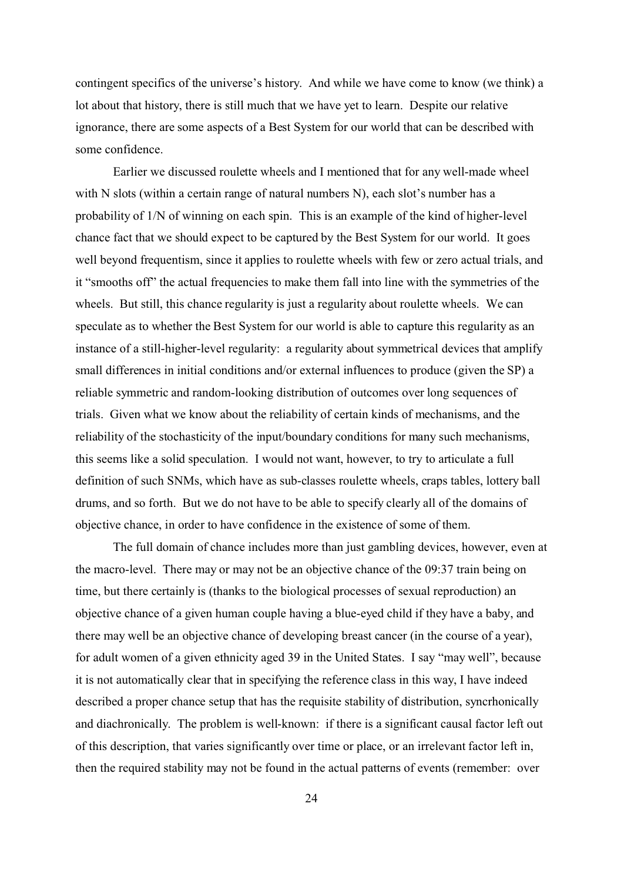contingent specifics of the universe's history. And while we have come to know (we think) a lot about that history, there is still much that we have yet to learn. Despite our relative ignorance, there are some aspects of a Best System for our world that can be described with some confidence.

Earlier we discussed roulette wheels and I mentioned that for any well-made wheel with N slots (within a certain range of natural numbers N), each slot's number has a probability of 1/N of winning on each spin. This is an example of the kind of higher-level chance fact that we should expect to be captured by the Best System for our world. It goes well beyond frequentism, since it applies to roulette wheels with few or zero actual trials, and it "smooths off" the actual frequencies to make them fall into line with the symmetries of the wheels. But still, this chance regularity is just a regularity about roulette wheels. We can speculate as to whether the Best System for our world is able to capture this regularity as an instance of a still-higher-level regularity: a regularity about symmetrical devices that amplify small differences in initial conditions and/or external influences to produce (given the SP) a reliable symmetric and random-looking distribution of outcomes over long sequences of trials. Given what we know about the reliability of certain kinds of mechanisms, and the reliability of the stochasticity of the input/boundary conditions for many such mechanisms, this seems like a solid speculation. I would not want, however, to try to articulate a full definition of such SNMs, which have as sub-classes roulette wheels, craps tables, lottery ball drums, and so forth. But we do not have to be able to specify clearly all of the domains of objective chance, in order to have confidence in the existence of some of them.

The full domain of chance includes more than just gambling devices, however, even at the macro-level. There may or may not be an objective chance of the 09:37 train being on time, but there certainly is (thanks to the biological processes of sexual reproduction) an objective chance of a given human couple having a blue-eyed child if they have a baby, and there may well be an objective chance of developing breast cancer (in the course of a year), for adult women of a given ethnicity aged 39 in the United States. I say "may well", because it is not automatically clear that in specifying the reference class in this way, I have indeed described a proper chance setup that has the requisite stability of distribution, syncrhonically and diachronically. The problem is well-known: if there is a significant causal factor left out of this description, that varies significantly over time or place, or an irrelevant factor left in, then the required stability may not be found in the actual patterns of events (remember: over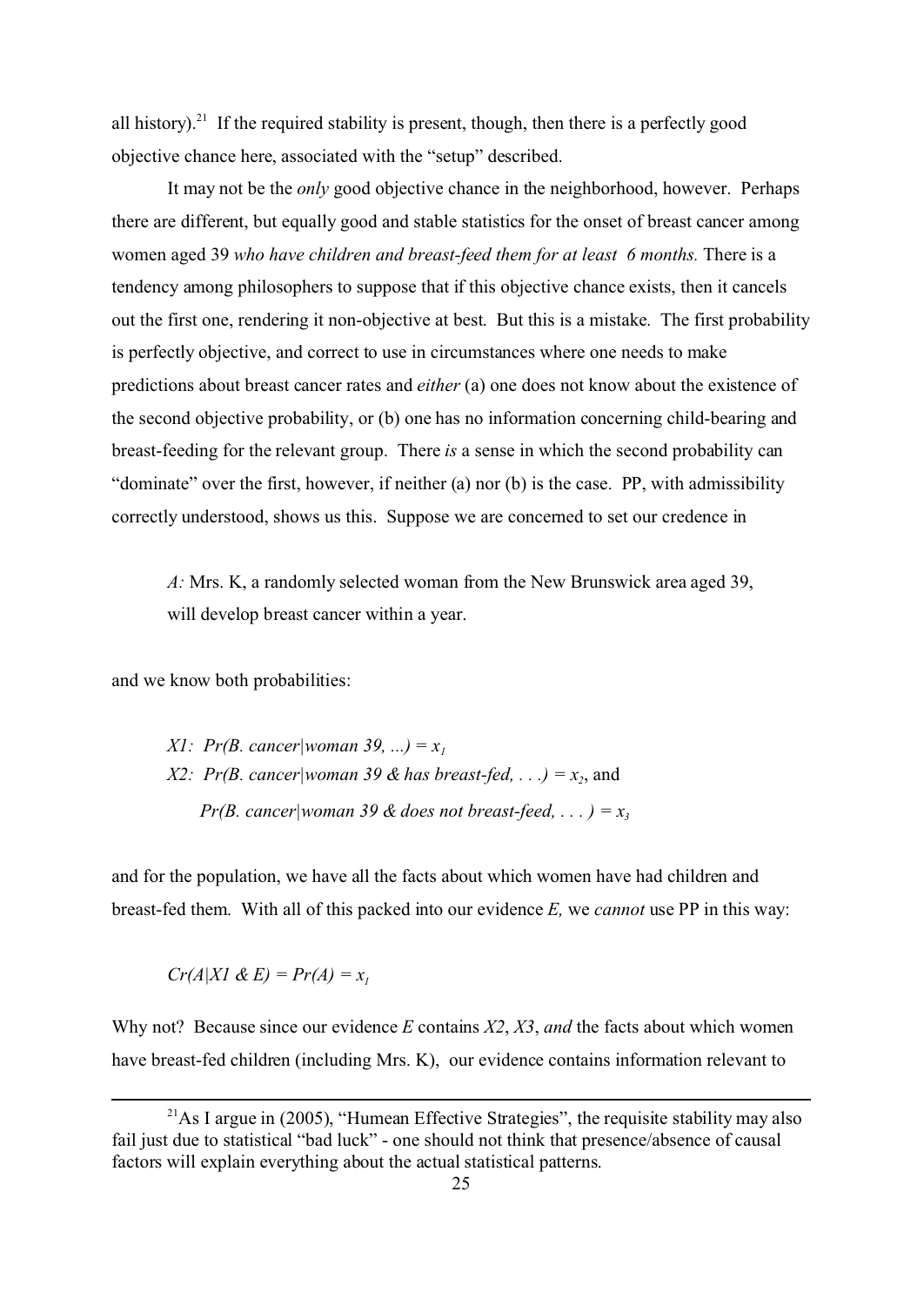all history).[21] If the required stability is present, though, then there is a perfectly good objective chance here, associated with the "setup" described.

It may not be the *only* good objective chance in the neighborhood, however. Perhaps there are different, but equally good and stable statistics for the onset of breast cancer among women aged 39 *who have children and breast-feed them for at least 6 months.* There is a tendency among philosophers to suppose that if this objective chance exists, then it cancels out the first one, rendering it non-objective at best. But this is a mistake. The first probability is perfectly objective, and correct to use in circumstances where one needs to make predictions about breast cancer rates and *either* (a) one does not know about the existence of the second objective probability, or (b) one has no information concerning child-bearing and breast-feeding for the relevant group. There *is* a sense in which the second probability can "dominate" over the first, however, if neither (a) nor (b) is the case. PP, with admissibility correctly understood, shows us this. Suppose we are concerned to set our credence in

> *A:* Mrs. K, a randomly selected woman from the New Brunswick area aged 39, will develop breast cancer within a year.

and we know both probabilities:

> *X1: Pr(B. cancer|woman 39, ...)* $= x_1$
>
> *X2: Pr(B. cancer|woman 39 & has breast-fed, . . .)* $= x_2$, and
>
> *Pr(B. cancer|woman 39 & does not breast-feed, . . . )* $= x_3$

and for the population, we have all the facts about which women have had children and breast-fed them. With all of this packed into our evidence *E,* we *cannot* use PP in this way:

> $Cr(A|X1 \,\&\, E) = Pr(A) = x_1$

Why not? Because since our evidence *E* contains *X2*, *X3*, *and* the facts about which women have breast-fed children (including Mrs. K), our evidence contains information relevant to

[21] As I argue in (2005), "Humean Effective Strategies", the requisite stability may also fail just due to statistical "bad luck" - one should not think that presence/absence of causal factors will explain everything about the actual statistical patterns.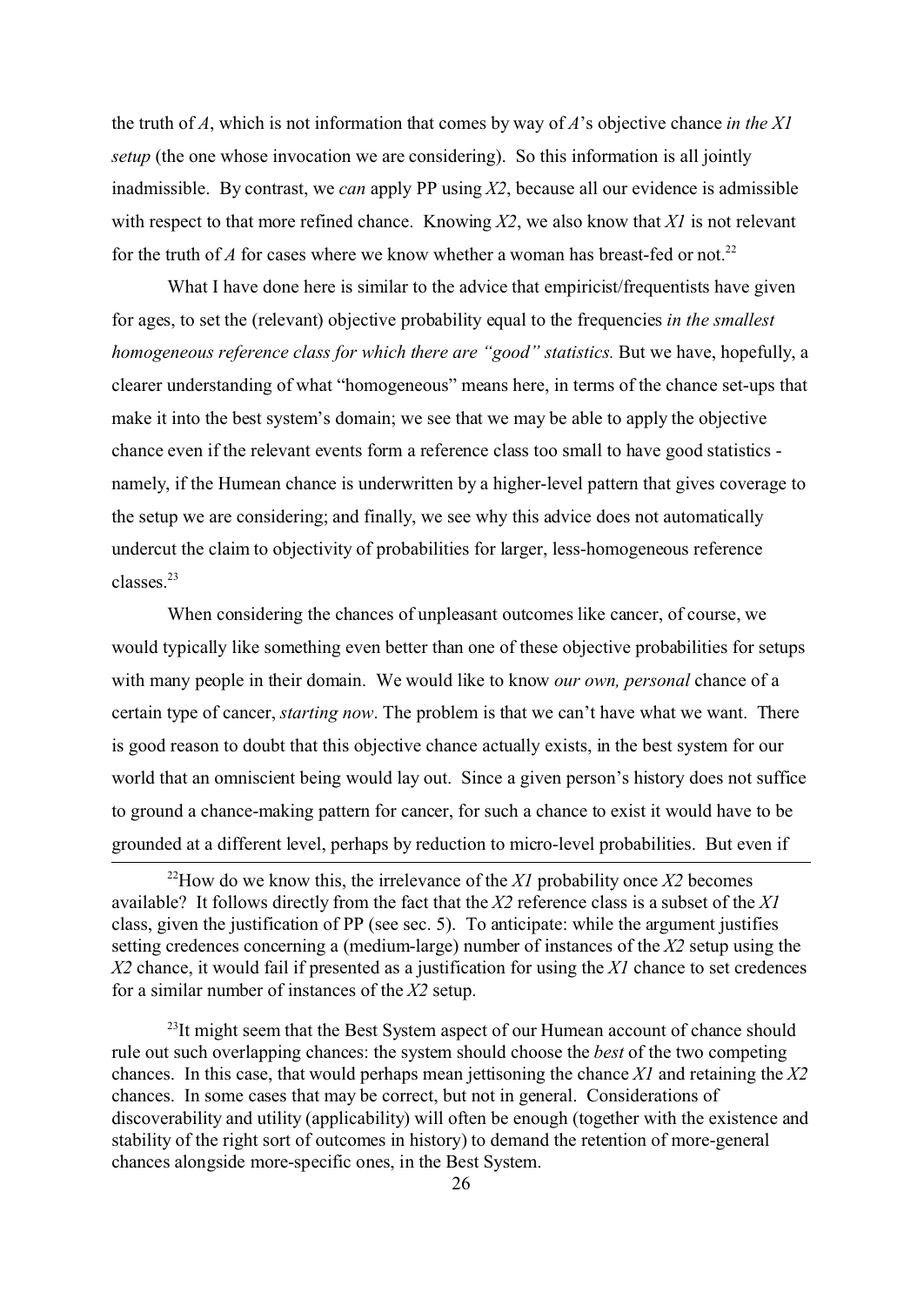the truth of *A*, which is not information that comes by way of *A*'s objective chance *in the X1 setup* (the one whose invocation we are considering). So this information is all jointly inadmissible. By contrast, we *can* apply PP using *X2*, because all our evidence is admissible with respect to that more refined chance. Knowing *X2*, we also know that *X1* is not relevant for the truth of *A* for cases where we know whether a woman has breast-fed or not.[22]

What I have done here is similar to the advice that empiricist/frequentists have given for ages, to set the (relevant) objective probability equal to the frequencies *in the smallest homogeneous reference class for which there are "good" statistics.* But we have, hopefully, a clearer understanding of what "homogeneous" means here, in terms of the chance set-ups that make it into the best system's domain; we see that we may be able to apply the objective chance even if the relevant events form a reference class too small to have good statistics - namely, if the Humean chance is underwritten by a higher-level pattern that gives coverage to the setup we are considering; and finally, we see why this advice does not automatically undercut the claim to objectivity of probabilities for larger, less-homogeneous reference classes.[23]

When considering the chances of unpleasant outcomes like cancer, of course, we would typically like something even better than one of these objective probabilities for setups with many people in their domain. We would like to know *our own, personal* chance of a certain type of cancer, *starting now*. The problem is that we can't have what we want. There is good reason to doubt that this objective chance actually exists, in the best system for our world that an omniscient being would lay out. Since a given person's history does not suffice to ground a chance-making pattern for cancer, for such a chance to exist it would have to be grounded at a different level, perhaps by reduction to micro-level probabilities. But even if

---

[22]How do we know this, the irrelevance of the *X1* probability once *X2* becomes available? It follows directly from the fact that the *X2* reference class is a subset of the *X1* class, given the justification of PP (see sec. 5). To anticipate: while the argument justifies setting credences concerning a (medium-large) number of instances of the *X2* setup using the *X2* chance, it would fail if presented as a justification for using the *X1* chance to set credences for a similar number of instances of the *X2* setup.

[23]It might seem that the Best System aspect of our Humean account of chance should rule out such overlapping chances: the system should choose the *best* of the two competing chances. In this case, that would perhaps mean jettisoning the chance *X1* and retaining the *X2* chances. In some cases that may be correct, but not in general. Considerations of discoverability and utility (applicability) will often be enough (together with the existence and stability of the right sort of outcomes in history) to demand the retention of more-general chances alongside more-specific ones, in the Best System.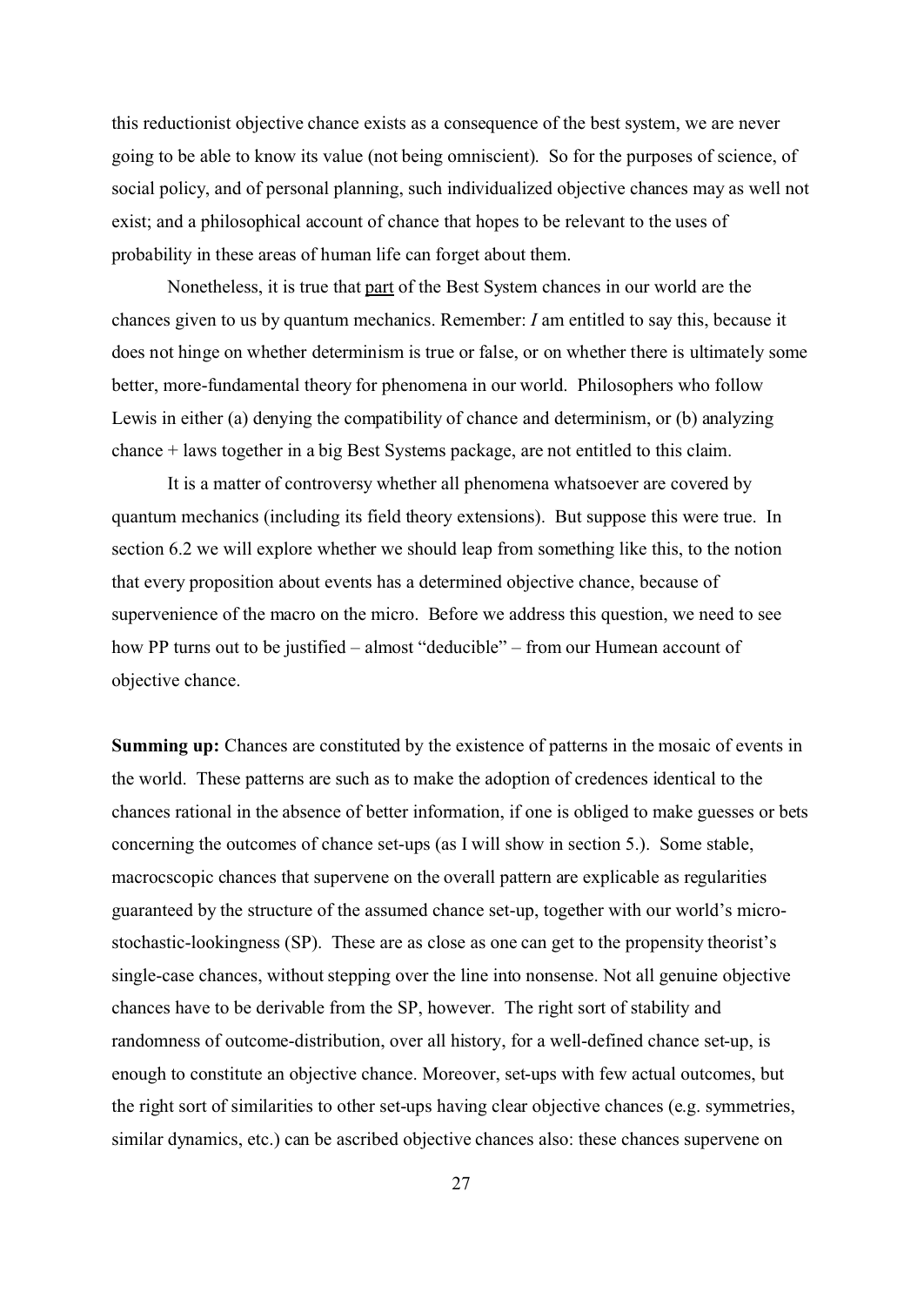this reductionist objective chance exists as a consequence of the best system, we are never going to be able to know its value (not being omniscient). So for the purposes of science, of social policy, and of personal planning, such individualized objective chances may as well not exist; and a philosophical account of chance that hopes to be relevant to the uses of probability in these areas of human life can forget about them.

Nonetheless, it is true that <u>part</u> of the Best System chances in our world are the chances given to us by quantum mechanics. Remember: *I* am entitled to say this, because it does not hinge on whether determinism is true or false, or on whether there is ultimately some better, more-fundamental theory for phenomena in our world. Philosophers who follow Lewis in either (a) denying the compatibility of chance and determinism, or (b) analyzing chance + laws together in a big Best Systems package, are not entitled to this claim.

It is a matter of controversy whether all phenomena whatsoever are covered by quantum mechanics (including its field theory extensions). But suppose this were true. In section 6.2 we will explore whether we should leap from something like this, to the notion that every proposition about events has a determined objective chance, because of supervenience of the macro on the micro. Before we address this question, we need to see how PP turns out to be justified – almost "deducible" – from our Humean account of objective chance.

**Summing up:** Chances are constituted by the existence of patterns in the mosaic of events in the world. These patterns are such as to make the adoption of credences identical to the chances rational in the absence of better information, if one is obliged to make guesses or bets concerning the outcomes of chance set-ups (as I will show in section 5.). Some stable, macrocscopic chances that supervene on the overall pattern are explicable as regularities guaranteed by the structure of the assumed chance set-up, together with our world's micro-stochastic-lookingness (SP). These are as close as one can get to the propensity theorist's single-case chances, without stepping over the line into nonsense. Not all genuine objective chances have to be derivable from the SP, however. The right sort of stability and randomness of outcome-distribution, over all history, for a well-defined chance set-up, is enough to constitute an objective chance. Moreover, set-ups with few actual outcomes, but the right sort of similarities to other set-ups having clear objective chances (e.g. symmetries, similar dynamics, etc.) can be ascribed objective chances also: these chances supervene on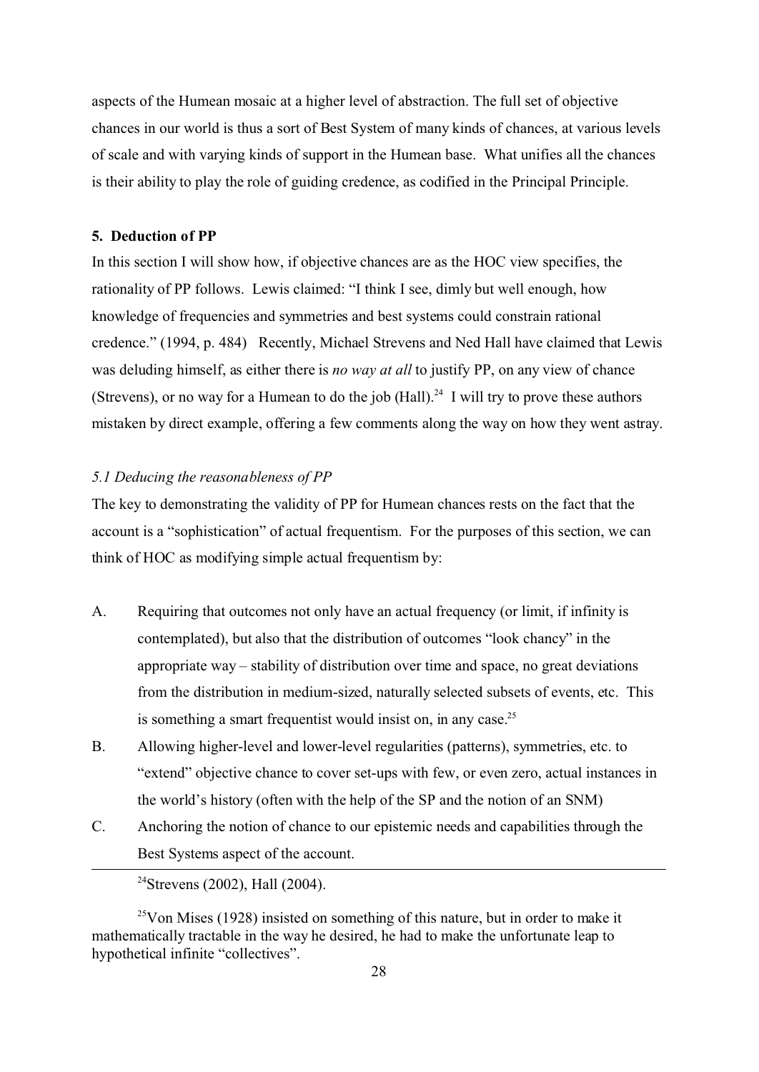aspects of the Humean mosaic at a higher level of abstraction. The full set of objective chances in our world is thus a sort of Best System of many kinds of chances, at various levels of scale and with varying kinds of support in the Humean base. What unifies all the chances is their ability to play the role of guiding credence, as codified in the Principal Principle.

## 5. Deduction of PP

In this section I will show how, if objective chances are as the HOC view specifies, the rationality of PP follows. Lewis claimed: "I think I see, dimly but well enough, how knowledge of frequencies and symmetries and best systems could constrain rational credence." (1994, p. 484) Recently, Michael Strevens and Ned Hall have claimed that Lewis was deluding himself, as either there is *no way at all* to justify PP, on any view of chance (Strevens), or no way for a Humean to do the job (Hall).[24] I will try to prove these authors mistaken by direct example, offering a few comments along the way on how they went astray.

### *5.1 Deducing the reasonableness of PP*

The key to demonstrating the validity of PP for Humean chances rests on the fact that the account is a "sophistication" of actual frequentism. For the purposes of this section, we can think of HOC as modifying simple actual frequentism by:

A. Requiring that outcomes not only have an actual frequency (or limit, if infinity is contemplated), but also that the distribution of outcomes "look chancy" in the appropriate way – stability of distribution over time and space, no great deviations from the distribution in medium-sized, naturally selected subsets of events, etc. This is something a smart frequentist would insist on, in any case.[25]

B. Allowing higher-level and lower-level regularities (patterns), symmetries, etc. to "extend" objective chance to cover set-ups with few, or even zero, actual instances in the world's history (often with the help of the SP and the notion of an SNM)

C. Anchoring the notion of chance to our epistemic needs and capabilities through the Best Systems aspect of the account.

---

[24] Strevens (2002), Hall (2004).

[25] Von Mises (1928) insisted on something of this nature, but in order to make it mathematically tractable in the way he desired, he had to make the unfortunate leap to hypothetical infinite "collectives".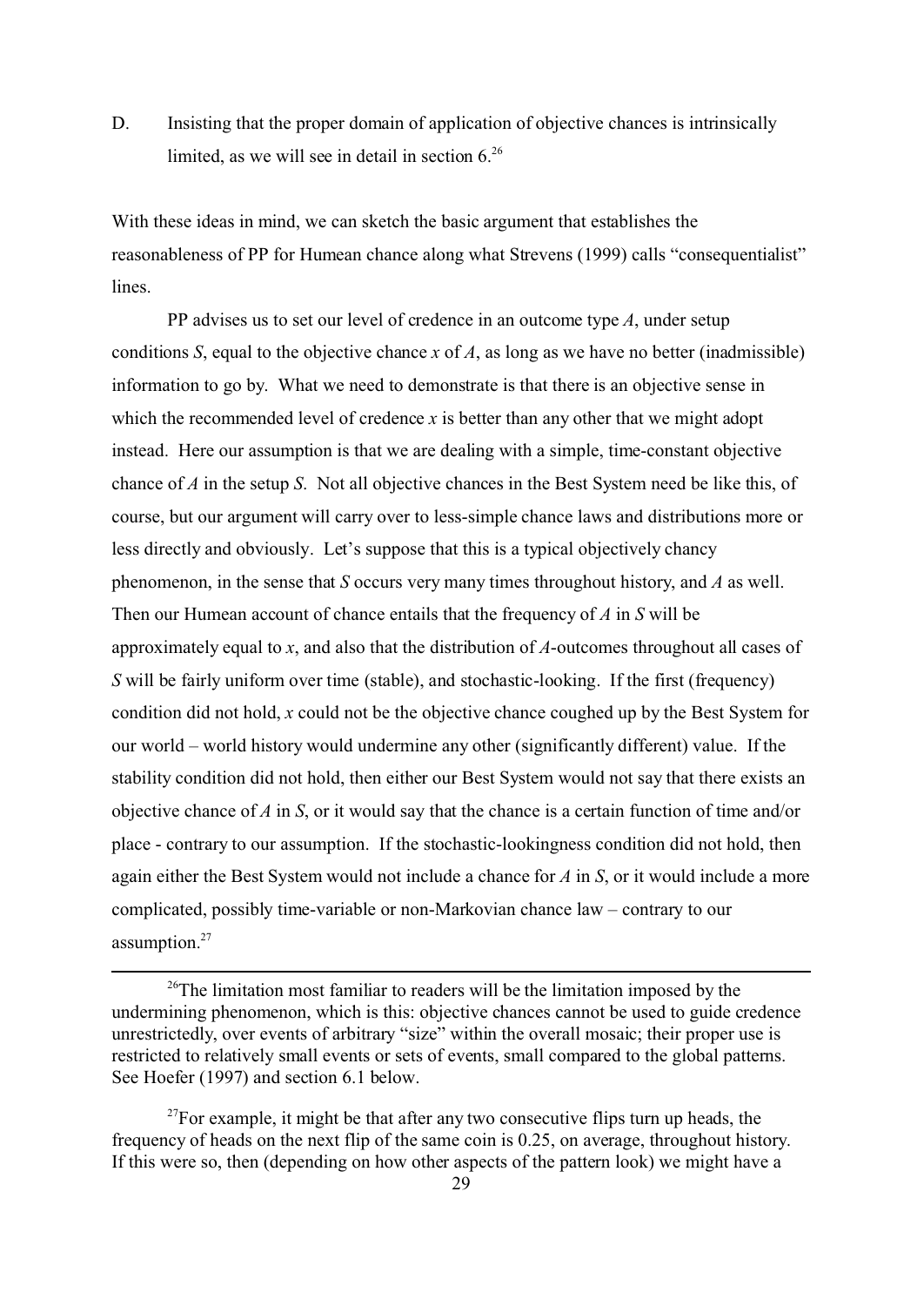D. Insisting that the proper domain of application of objective chances is intrinsically limited, as we will see in detail in section 6.[26]

With these ideas in mind, we can sketch the basic argument that establishes the reasonableness of PP for Humean chance along what Strevens (1999) calls "consequentialist" lines.

PP advises us to set our level of credence in an outcome type *A*, under setup conditions *S*, equal to the objective chance *x* of *A*, as long as we have no better (inadmissible) information to go by. What we need to demonstrate is that there is an objective sense in which the recommended level of credence *x* is better than any other that we might adopt instead. Here our assumption is that we are dealing with a simple, time-constant objective chance of *A* in the setup *S*. Not all objective chances in the Best System need be like this, of course, but our argument will carry over to less-simple chance laws and distributions more or less directly and obviously. Let's suppose that this is a typical objectively chancy phenomenon, in the sense that *S* occurs very many times throughout history, and *A* as well. Then our Humean account of chance entails that the frequency of *A* in *S* will be approximately equal to *x*, and also that the distribution of *A*-outcomes throughout all cases of *S* will be fairly uniform over time (stable), and stochastic-looking. If the first (frequency) condition did not hold, *x* could not be the objective chance coughed up by the Best System for our world – world history would undermine any other (significantly different) value. If the stability condition did not hold, then either our Best System would not say that there exists an objective chance of *A* in *S*, or it would say that the chance is a certain function of time and/or place - contrary to our assumption. If the stochastic-lookingness condition did not hold, then again either the Best System would not include a chance for *A* in *S*, or it would include a more complicated, possibly time-variable or non-Markovian chance law – contrary to our assumption.[27]

---

[26] The limitation most familiar to readers will be the limitation imposed by the undermining phenomenon, which is this: objective chances cannot be used to guide credence unrestrictedly, over events of arbitrary "size" within the overall mosaic; their proper use is restricted to relatively small events or sets of events, small compared to the global patterns. See Hoefer (1997) and section 6.1 below.

[27] For example, it might be that after any two consecutive flips turn up heads, the frequency of heads on the next flip of the same coin is 0.25, on average, throughout history. If this were so, then (depending on how other aspects of the pattern look) we might have a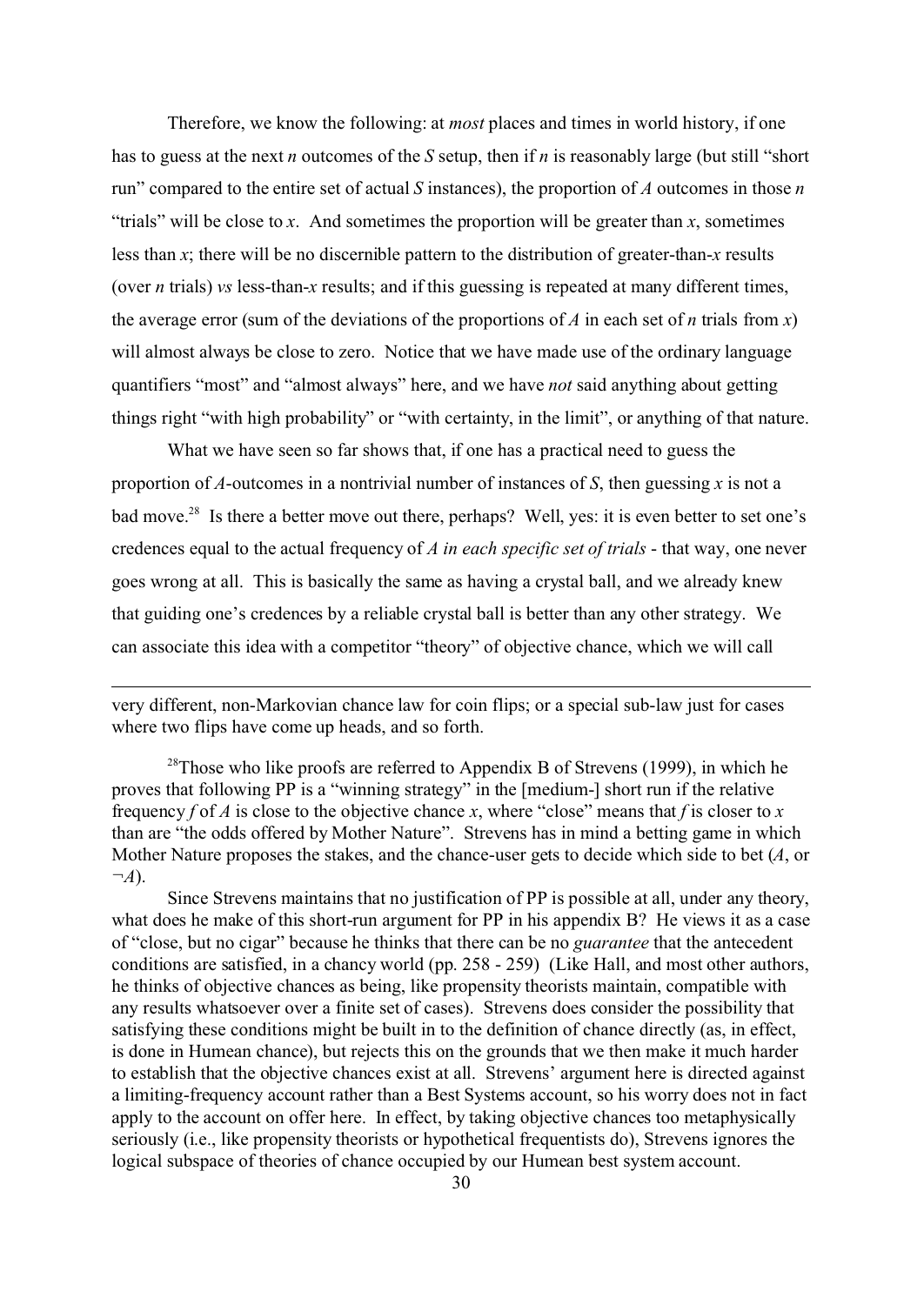Therefore, we know the following: at *most* places and times in world history, if one has to guess at the next $n$ outcomes of the $S$ setup, then if $n$ is reasonably large (but still "short run" compared to the entire set of actual $S$ instances), the proportion of $A$ outcomes in those $n$ "trials" will be close to $x$. And sometimes the proportion will be greater than $x$, sometimes less than $x$; there will be no discernible pattern to the distribution of greater-than-$x$ results (over $n$ trials) *vs* less-than-$x$ results; and if this guessing is repeated at many different times, the average error (sum of the deviations of the proportions of $A$ in each set of $n$ trials from $x$) will almost always be close to zero. Notice that we have made use of the ordinary language quantifiers "most" and "almost always" here, and we have *not* said anything about getting things right "with high probability" or "with certainty, in the limit", or anything of that nature.

What we have seen so far shows that, if one has a practical need to guess the proportion of $A$-outcomes in a nontrivial number of instances of $S$, then guessing $x$ is not a bad move.[28] Is there a better move out there, perhaps? Well, yes: it is even better to set one's credences equal to the actual frequency of *A in each specific set of trials* - that way, one never goes wrong at all. This is basically the same as having a crystal ball, and we already knew that guiding one's credences by a reliable crystal ball is better than any other strategy. We can associate this idea with a competitor "theory" of objective chance, which we will call

---

very different, non-Markovian chance law for coin flips; or a special sub-law just for cases where two flips have come up heads, and so forth.

[28]Those who like proofs are referred to Appendix B of Strevens (1999), in which he proves that following PP is a "winning strategy" in the [medium-] short run if the relative frequency $f$ of $A$ is close to the objective chance $x$, where "close" means that $f$ is closer to $x$ than are "the odds offered by Mother Nature". Strevens has in mind a betting game in which Mother Nature proposes the stakes, and the chance-user gets to decide which side to bet ($A$, or $\neg A$).

Since Strevens maintains that no justification of PP is possible at all, under any theory, what does he make of this short-run argument for PP in his appendix B? He views it as a case of "close, but no cigar" because he thinks that there can be no *guarantee* that the antecedent conditions are satisfied, in a chancy world (pp. 258 - 259) (Like Hall, and most other authors, he thinks of objective chances as being, like propensity theorists maintain, compatible with any results whatsoever over a finite set of cases). Strevens does consider the possibility that satisfying these conditions might be built in to the definition of chance directly (as, in effect, is done in Humean chance), but rejects this on the grounds that we then make it much harder to establish that the objective chances exist at all. Strevens' argument here is directed against a limiting-frequency account rather than a Best Systems account, so his worry does not in fact apply to the account on offer here. In effect, by taking objective chances too metaphysically seriously (i.e., like propensity theorists or hypothetical frequentists do), Strevens ignores the logical subspace of theories of chance occupied by our Humean best system account.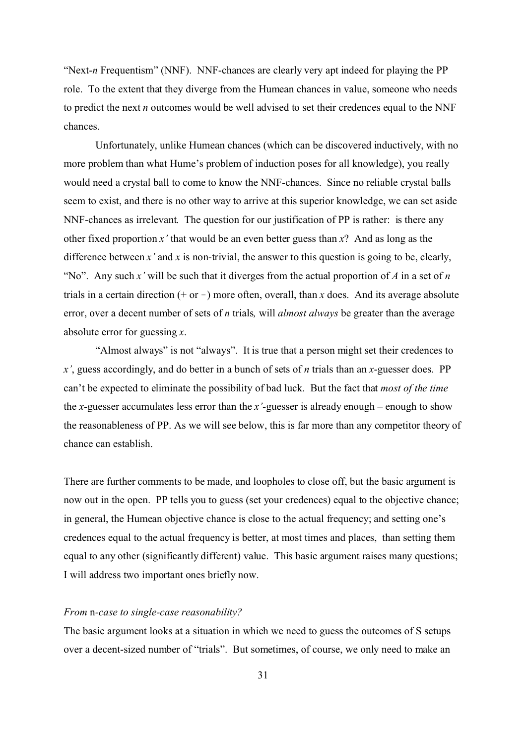"Next-*n* Frequentism" (NNF). NNF-chances are clearly very apt indeed for playing the PP role. To the extent that they diverge from the Humean chances in value, someone who needs to predict the next *n* outcomes would be well advised to set their credences equal to the NNF chances.

Unfortunately, unlike Humean chances (which can be discovered inductively, with no more problem than what Hume's problem of induction poses for all knowledge), you really would need a crystal ball to come to know the NNF-chances. Since no reliable crystal balls seem to exist, and there is no other way to arrive at this superior knowledge, we can set aside NNF-chances as irrelevant. The question for our justification of PP is rather: is there any other fixed proportion $x'$ that would be an even better guess than $x$? And as long as the difference between $x'$ and $x$ is non-trivial, the answer to this question is going to be, clearly, "No". Any such $x'$ will be such that it diverges from the actual proportion of $A$ in a set of $n$ trials in a certain direction (+ or −) more often, overall, than $x$ does. And its average absolute error, over a decent number of sets of $n$ trials*,* will *almost always* be greater than the average absolute error for guessing $x$.

"Almost always" is not "always". It is true that a person might set their credences to $x'$, guess accordingly, and do better in a bunch of sets of $n$ trials than an $x$-guesser does. PP can't be expected to eliminate the possibility of bad luck. But the fact that *most of the time* the $x$-guesser accumulates less error than the $x'$-guesser is already enough – enough to show the reasonableness of PP. As we will see below, this is far more than any competitor theory of chance can establish.

There are further comments to be made, and loopholes to close off, but the basic argument is now out in the open. PP tells you to guess (set your credences) equal to the objective chance; in general, the Humean objective chance is close to the actual frequency; and setting one's credences equal to the actual frequency is better, at most times and places, than setting them equal to any other (significantly different) value. This basic argument raises many questions; I will address two important ones briefly now.

*From* n*-case to single-case reasonability?*

The basic argument looks at a situation in which we need to guess the outcomes of S setups over a decent-sized number of "trials". But sometimes, of course, we only need to make an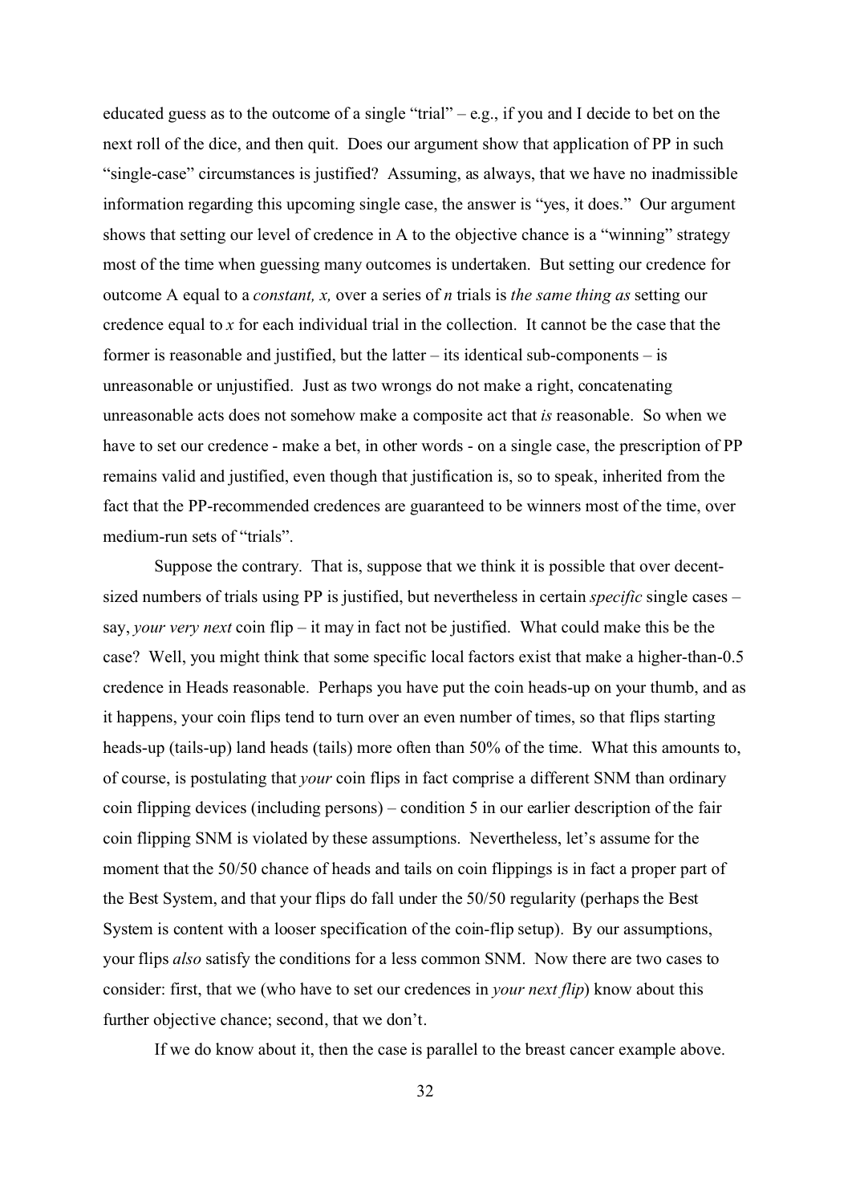educated guess as to the outcome of a single "trial" – e.g., if you and I decide to bet on the next roll of the dice, and then quit. Does our argument show that application of PP in such "single-case" circumstances is justified? Assuming, as always, that we have no inadmissible information regarding this upcoming single case, the answer is "yes, it does." Our argument shows that setting our level of credence in A to the objective chance is a "winning" strategy most of the time when guessing many outcomes is undertaken. But setting our credence for outcome A equal to a *constant, x,* over a series of *n* trials is *the same thing as* setting our credence equal to *x* for each individual trial in the collection. It cannot be the case that the former is reasonable and justified, but the latter – its identical sub-components – is unreasonable or unjustified. Just as two wrongs do not make a right, concatenating unreasonable acts does not somehow make a composite act that *is* reasonable. So when we have to set our credence - make a bet, in other words - on a single case, the prescription of PP remains valid and justified, even though that justification is, so to speak, inherited from the fact that the PP-recommended credences are guaranteed to be winners most of the time, over medium-run sets of "trials".

Suppose the contrary. That is, suppose that we think it is possible that over decent-sized numbers of trials using PP is justified, but nevertheless in certain *specific* single cases – say, *your very next* coin flip – it may in fact not be justified. What could make this be the case? Well, you might think that some specific local factors exist that make a higher-than-0.5 credence in Heads reasonable. Perhaps you have put the coin heads-up on your thumb, and as it happens, your coin flips tend to turn over an even number of times, so that flips starting heads-up (tails-up) land heads (tails) more often than 50% of the time. What this amounts to, of course, is postulating that *your* coin flips in fact comprise a different SNM than ordinary coin flipping devices (including persons) – condition 5 in our earlier description of the fair coin flipping SNM is violated by these assumptions. Nevertheless, let's assume for the moment that the 50/50 chance of heads and tails on coin flippings is in fact a proper part of the Best System, and that your flips do fall under the 50/50 regularity (perhaps the Best System is content with a looser specification of the coin-flip setup). By our assumptions, your flips *also* satisfy the conditions for a less common SNM. Now there are two cases to consider: first, that we (who have to set our credences in *your next flip*) know about this further objective chance; second, that we don't.

If we do know about it, then the case is parallel to the breast cancer example above.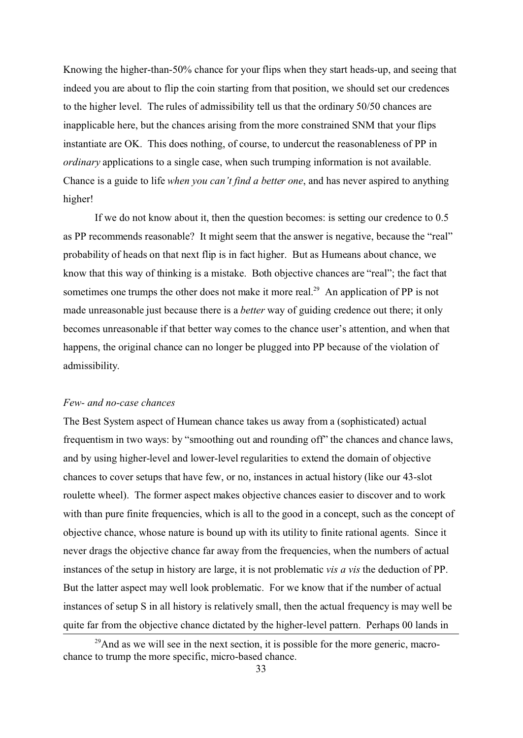Knowing the higher-than-50% chance for your flips when they start heads-up, and seeing that indeed you are about to flip the coin starting from that position, we should set our credences to the higher level. The rules of admissibility tell us that the ordinary 50/50 chances are inapplicable here, but the chances arising from the more constrained SNM that your flips instantiate are OK. This does nothing, of course, to undercut the reasonableness of PP in *ordinary* applications to a single case, when such trumping information is not available. Chance is a guide to life *when you can't find a better one*, and has never aspired to anything higher!

If we do not know about it, then the question becomes: is setting our credence to 0.5 as PP recommends reasonable? It might seem that the answer is negative, because the "real" probability of heads on that next flip is in fact higher. But as Humeans about chance, we know that this way of thinking is a mistake. Both objective chances are "real"; the fact that sometimes one trumps the other does not make it more real.[29] An application of PP is not made unreasonable just because there is a *better* way of guiding credence out there; it only becomes unreasonable if that better way comes to the chance user's attention, and when that happens, the original chance can no longer be plugged into PP because of the violation of admissibility.

*Few- and no-case chances*

The Best System aspect of Humean chance takes us away from a (sophisticated) actual frequentism in two ways: by "smoothing out and rounding off" the chances and chance laws, and by using higher-level and lower-level regularities to extend the domain of objective chances to cover setups that have few, or no, instances in actual history (like our 43-slot roulette wheel). The former aspect makes objective chances easier to discover and to work with than pure finite frequencies, which is all to the good in a concept, such as the concept of objective chance, whose nature is bound up with its utility to finite rational agents. Since it never drags the objective chance far away from the frequencies, when the numbers of actual instances of the setup in history are large, it is not problematic *vis a vis* the deduction of PP. But the latter aspect may well look problematic. For we know that if the number of actual instances of setup S in all history is relatively small, then the actual frequency is may well be quite far from the objective chance dictated by the higher-level pattern. Perhaps 00 lands in

[29]And as we will see in the next section, it is possible for the more generic, macro-chance to trump the more specific, micro-based chance.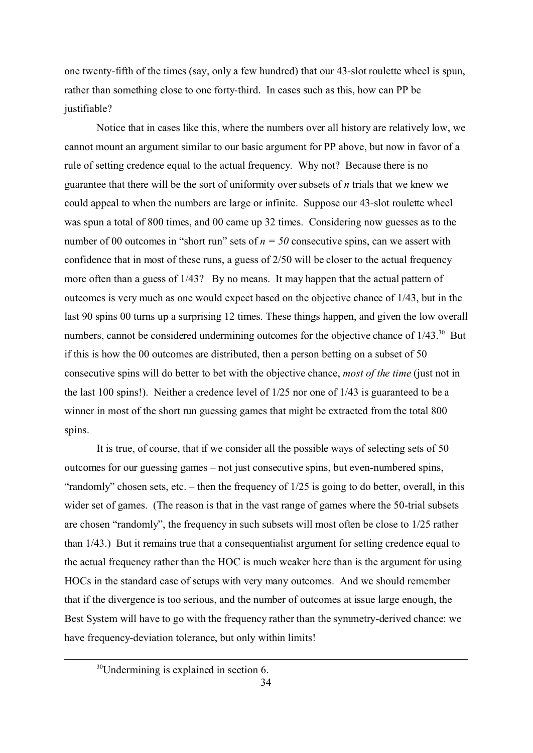one twenty-fifth of the times (say, only a few hundred) that our 43-slot roulette wheel is spun, rather than something close to one forty-third. In cases such as this, how can PP be justifiable?

Notice that in cases like this, where the numbers over all history are relatively low, we cannot mount an argument similar to our basic argument for PP above, but now in favor of a rule of setting credence equal to the actual frequency. Why not? Because there is no guarantee that there will be the sort of uniformity over subsets of $n$ trials that we knew we could appeal to when the numbers are large or infinite. Suppose our 43-slot roulette wheel was spun a total of 800 times, and 00 came up 32 times. Considering now guesses as to the number of 00 outcomes in "short run" sets of $n = 50$ consecutive spins, can we assert with confidence that in most of these runs, a guess of 2/50 will be closer to the actual frequency more often than a guess of 1/43? By no means. It may happen that the actual pattern of outcomes is very much as one would expect based on the objective chance of 1/43, but in the last 90 spins 00 turns up a surprising 12 times. These things happen, and given the low overall numbers, cannot be considered undermining outcomes for the objective chance of 1/43.[30] But if this is how the 00 outcomes are distributed, then a person betting on a subset of 50 consecutive spins will do better to bet with the objective chance, *most of the time* (just not in the last 100 spins!). Neither a credence level of 1/25 nor one of 1/43 is guaranteed to be a winner in most of the short run guessing games that might be extracted from the total 800 spins.

It is true, of course, that if we consider all the possible ways of selecting sets of 50 outcomes for our guessing games – not just consecutive spins, but even-numbered spins, "randomly" chosen sets, etc. – then the frequency of 1/25 is going to do better, overall, in this wider set of games. (The reason is that in the vast range of games where the 50-trial subsets are chosen "randomly", the frequency in such subsets will most often be close to 1/25 rather than 1/43.) But it remains true that a consequentialist argument for setting credence equal to the actual frequency rather than the HOC is much weaker here than is the argument for using HOCs in the standard case of setups with very many outcomes. And we should remember that if the divergence is too serious, and the number of outcomes at issue large enough, the Best System will have to go with the frequency rather than the symmetry-derived chance: we have frequency-deviation tolerance, but only within limits!

---

[30] Undermining is explained in section 6.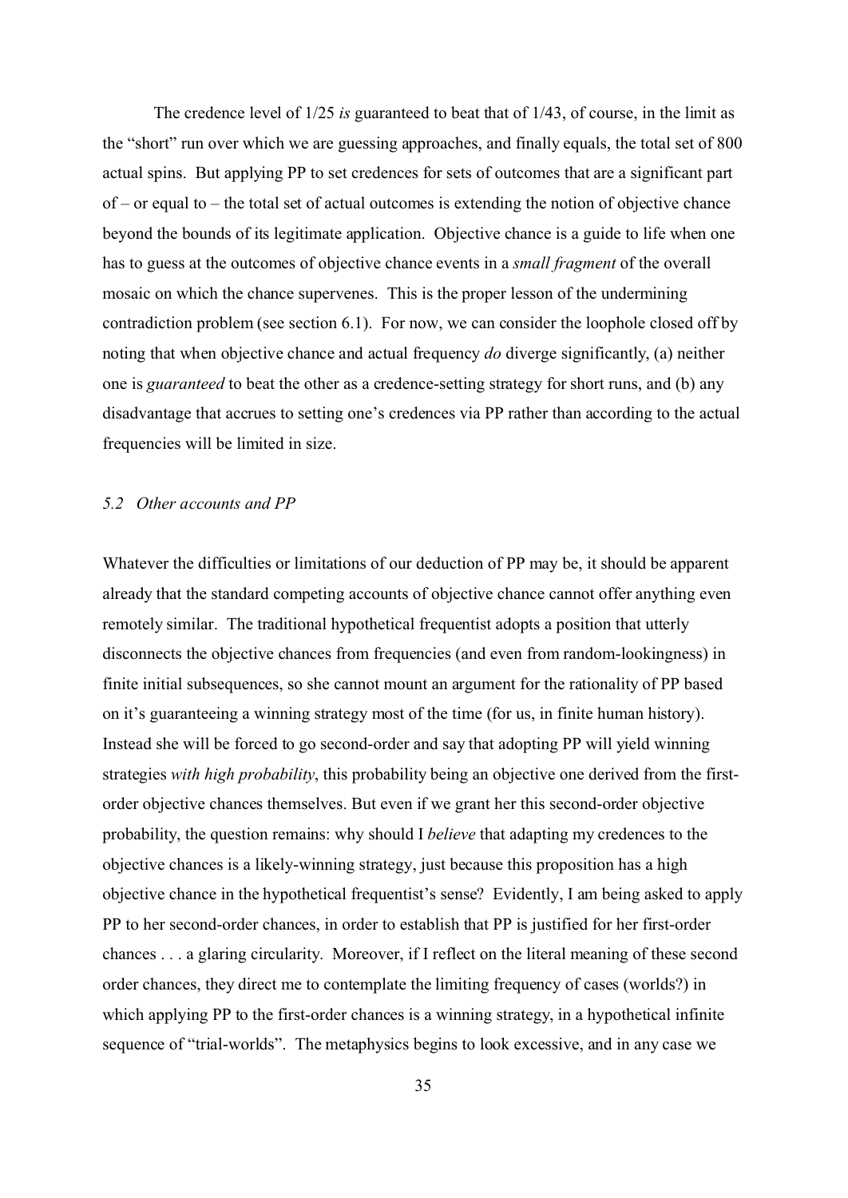The credence level of 1/25 *is* guaranteed to beat that of 1/43, of course, in the limit as the "short" run over which we are guessing approaches, and finally equals, the total set of 800 actual spins. But applying PP to set credences for sets of outcomes that are a significant part of – or equal to – the total set of actual outcomes is extending the notion of objective chance beyond the bounds of its legitimate application. Objective chance is a guide to life when one has to guess at the outcomes of objective chance events in a *small fragment* of the overall mosaic on which the chance supervenes. This is the proper lesson of the undermining contradiction problem (see section 6.1). For now, we can consider the loophole closed off by noting that when objective chance and actual frequency *do* diverge significantly, (a) neither one is *guaranteed* to beat the other as a credence-setting strategy for short runs, and (b) any disadvantage that accrues to setting one's credences via PP rather than according to the actual frequencies will be limited in size.

### *5.2 Other accounts and PP*

Whatever the difficulties or limitations of our deduction of PP may be, it should be apparent already that the standard competing accounts of objective chance cannot offer anything even remotely similar. The traditional hypothetical frequentist adopts a position that utterly disconnects the objective chances from frequencies (and even from random-lookingness) in finite initial subsequences, so she cannot mount an argument for the rationality of PP based on it's guaranteeing a winning strategy most of the time (for us, in finite human history). Instead she will be forced to go second-order and say that adopting PP will yield winning strategies *with high probability*, this probability being an objective one derived from the first-order objective chances themselves. But even if we grant her this second-order objective probability, the question remains: why should I *believe* that adapting my credences to the objective chances is a likely-winning strategy, just because this proposition has a high objective chance in the hypothetical frequentist's sense? Evidently, I am being asked to apply PP to her second-order chances, in order to establish that PP is justified for her first-order chances . . . a glaring circularity. Moreover, if I reflect on the literal meaning of these second order chances, they direct me to contemplate the limiting frequency of cases (worlds?) in which applying PP to the first-order chances is a winning strategy, in a hypothetical infinite sequence of "trial-worlds". The metaphysics begins to look excessive, and in any case we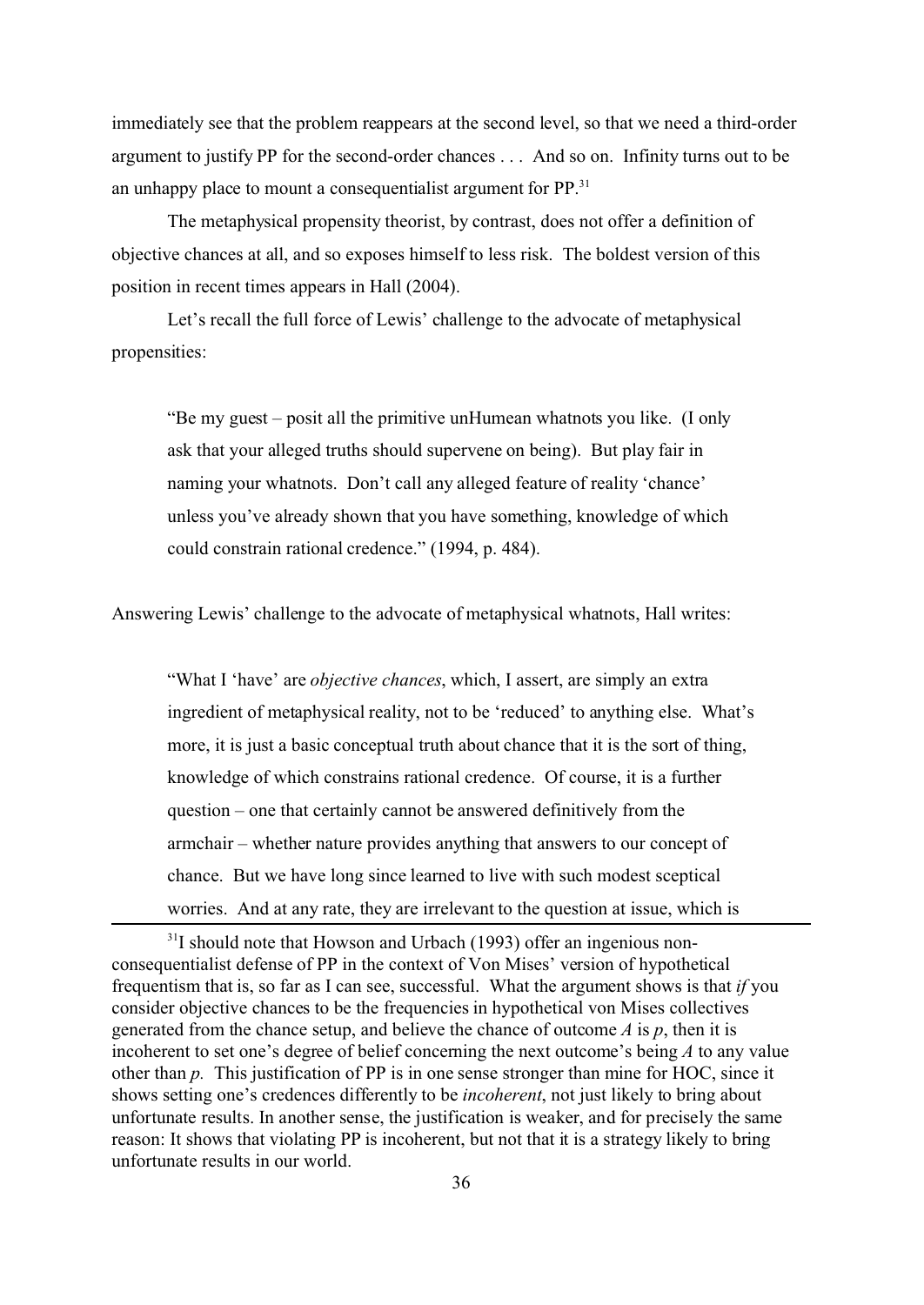immediately see that the problem reappears at the second level, so that we need a third-order argument to justify PP for the second-order chances . . . And so on. Infinity turns out to be an unhappy place to mount a consequentialist argument for PP.[31]

The metaphysical propensity theorist, by contrast, does not offer a definition of objective chances at all, and so exposes himself to less risk. The boldest version of this position in recent times appears in Hall (2004).

Let's recall the full force of Lewis' challenge to the advocate of metaphysical propensities:

> "Be my guest – posit all the primitive unHumean whatnots you like. (I only ask that your alleged truths should supervene on being). But play fair in naming your whatnots. Don't call any alleged feature of reality 'chance' unless you've already shown that you have something, knowledge of which could constrain rational credence." (1994, p. 484).

Answering Lewis' challenge to the advocate of metaphysical whatnots, Hall writes:

> "What I 'have' are *objective chances*, which, I assert, are simply an extra ingredient of metaphysical reality, not to be 'reduced' to anything else. What's more, it is just a basic conceptual truth about chance that it is the sort of thing, knowledge of which constrains rational credence. Of course, it is a further question – one that certainly cannot be answered definitively from the armchair – whether nature provides anything that answers to our concept of chance. But we have long since learned to live with such modest sceptical worries. And at any rate, they are irrelevant to the question at issue, which is

---

[31] I should note that Howson and Urbach (1993) offer an ingenious non-consequentialist defense of PP in the context of Von Mises' version of hypothetical frequentism that is, so far as I can see, successful. What the argument shows is that *if* you consider objective chances to be the frequencies in hypothetical von Mises collectives generated from the chance setup, and believe the chance of outcome $A$ is $p$, then it is incoherent to set one's degree of belief concerning the next outcome's being $A$ to any value other than $p$. This justification of PP is in one sense stronger than mine for HOC, since it shows setting one's credences differently to be *incoherent*, not just likely to bring about unfortunate results. In another sense, the justification is weaker, and for precisely the same reason: It shows that violating PP is incoherent, but not that it is a strategy likely to bring unfortunate results in our world.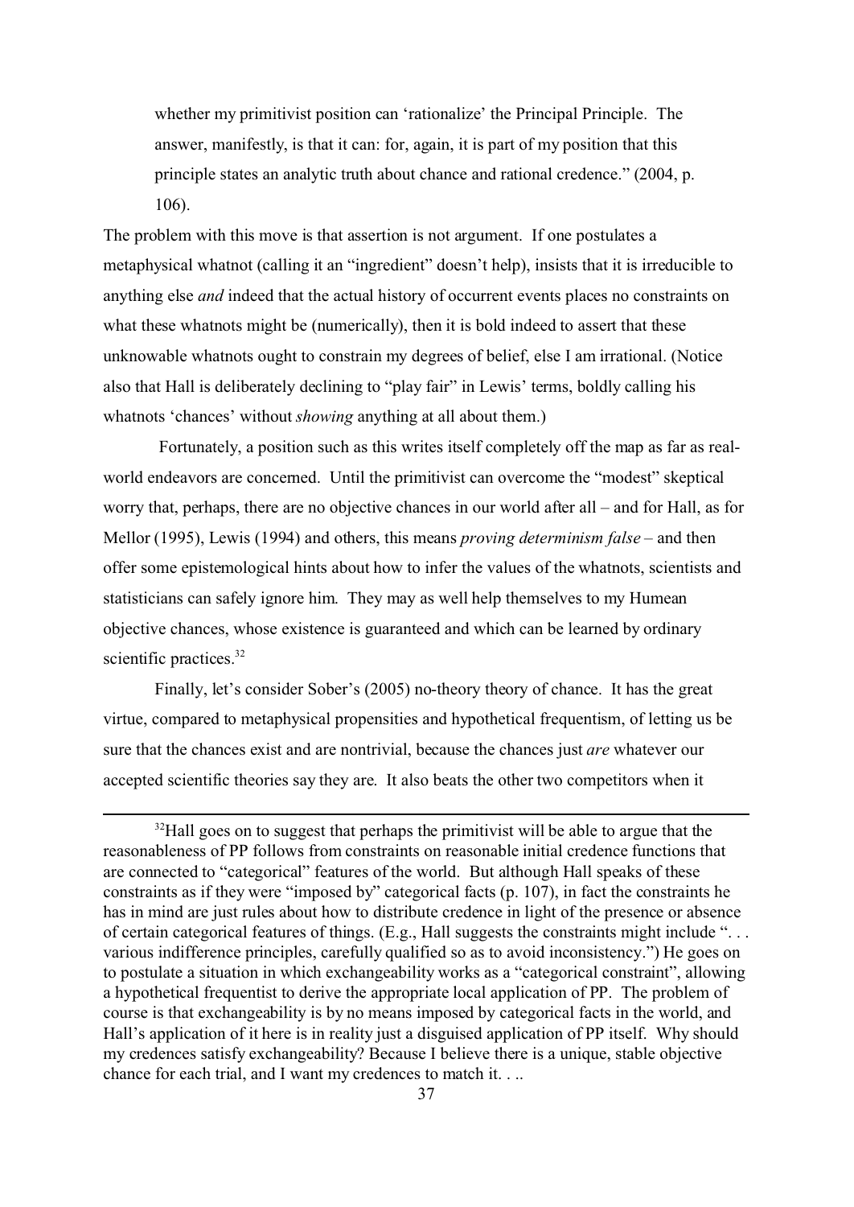> whether my primitivist position can 'rationalize' the Principal Principle. The answer, manifestly, is that it can: for, again, it is part of my position that this principle states an analytic truth about chance and rational credence." (2004, p. 106).

The problem with this move is that assertion is not argument. If one postulates a metaphysical whatnot (calling it an "ingredient" doesn't help), insists that it is irreducible to anything else *and* indeed that the actual history of occurrent events places no constraints on what these whatnots might be (numerically), then it is bold indeed to assert that these unknowable whatnots ought to constrain my degrees of belief, else I am irrational. (Notice also that Hall is deliberately declining to "play fair" in Lewis' terms, boldly calling his whatnots 'chances' without *showing* anything at all about them.)

Fortunately, a position such as this writes itself completely off the map as far as real-world endeavors are concerned. Until the primitivist can overcome the "modest" skeptical worry that, perhaps, there are no objective chances in our world after all – and for Hall, as for Mellor (1995), Lewis (1994) and others, this means *proving determinism false* – and then offer some epistemological hints about how to infer the values of the whatnots, scientists and statisticians can safely ignore him. They may as well help themselves to my Humean objective chances, whose existence is guaranteed and which can be learned by ordinary scientific practices.[32]

Finally, let's consider Sober's (2005) no-theory theory of chance. It has the great virtue, compared to metaphysical propensities and hypothetical frequentism, of letting us be sure that the chances exist and are nontrivial, because the chances just *are* whatever our accepted scientific theories say they are. It also beats the other two competitors when it

---

[32]Hall goes on to suggest that perhaps the primitivist will be able to argue that the reasonableness of PP follows from constraints on reasonable initial credence functions that are connected to "categorical" features of the world. But although Hall speaks of these constraints as if they were "imposed by" categorical facts (p. 107), in fact the constraints he has in mind are just rules about how to distribute credence in light of the presence or absence of certain categorical features of things. (E.g., Hall suggests the constraints might include ". . . various indifference principles, carefully qualified so as to avoid inconsistency.") He goes on to postulate a situation in which exchangeability works as a "categorical constraint", allowing a hypothetical frequentist to derive the appropriate local application of PP. The problem of course is that exchangeability is by no means imposed by categorical facts in the world, and Hall's application of it here is in reality just a disguised application of PP itself. Why should my credences satisfy exchangeability? Because I believe there is a unique, stable objective chance for each trial, and I want my credences to match it. . ..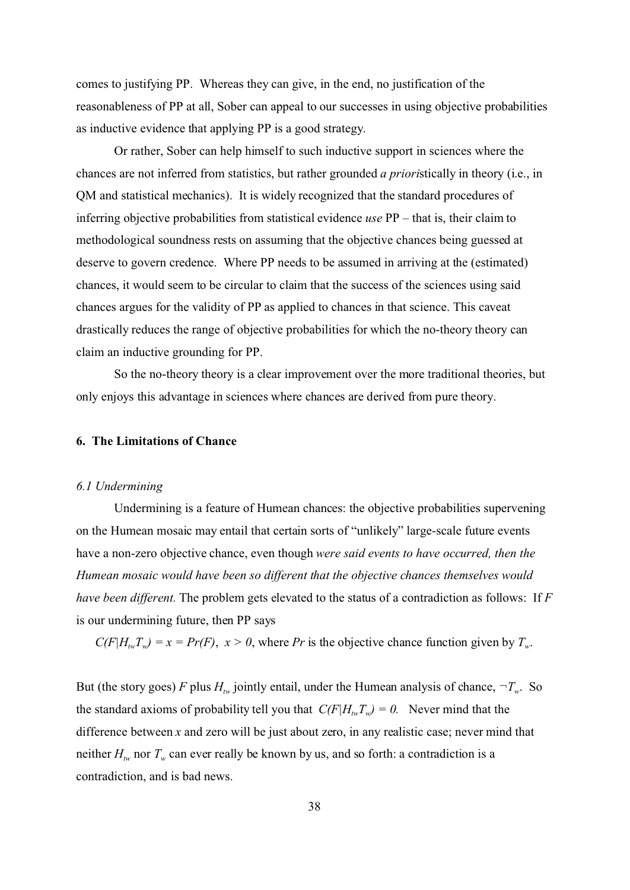comes to justifying PP. Whereas they can give, in the end, no justification of the reasonableness of PP at all, Sober can appeal to our successes in using objective probabilities as inductive evidence that applying PP is a good strategy.

Or rather, Sober can help himself to such inductive support in sciences where the chances are not inferred from statistics, but rather grounded *a priori*stically in theory (i.e., in QM and statistical mechanics). It is widely recognized that the standard procedures of inferring objective probabilities from statistical evidence *use* PP – that is, their claim to methodological soundness rests on assuming that the objective chances being guessed at deserve to govern credence. Where PP needs to be assumed in arriving at the (estimated) chances, it would seem to be circular to claim that the success of the sciences using said chances argues for the validity of PP as applied to chances in that science. This caveat drastically reduces the range of objective probabilities for which the no-theory theory can claim an inductive grounding for PP.

So the no-theory theory is a clear improvement over the more traditional theories, but only enjoys this advantage in sciences where chances are derived from pure theory.

## 6. The Limitations of Chance

### *6.1 Undermining*

Undermining is a feature of Humean chances: the objective probabilities supervening on the Humean mosaic may entail that certain sorts of "unlikely" large-scale future events have a non-zero objective chance, even though *were said events to have occurred, then the Humean mosaic would have been so different that the objective chances themselves would have been different.* The problem gets elevated to the status of a contradiction as follows: If $F$ is our undermining future, then PP says

$C(F|H_{tw}T_w) = x = Pr(F)$, $x > 0$, where $Pr$ is the objective chance function given by $T_w$.

But (the story goes) $F$ plus $H_{tw}$ jointly entail, under the Humean analysis of chance, $\neg T_w$. So the standard axioms of probability tell you that $C(F|H_{tw}T_w) = 0$. Never mind that the difference between $x$ and zero will be just about zero, in any realistic case; never mind that neither $H_{tw}$ nor $T_w$ can ever really be known by us, and so forth: a contradiction is a contradiction, and is bad news.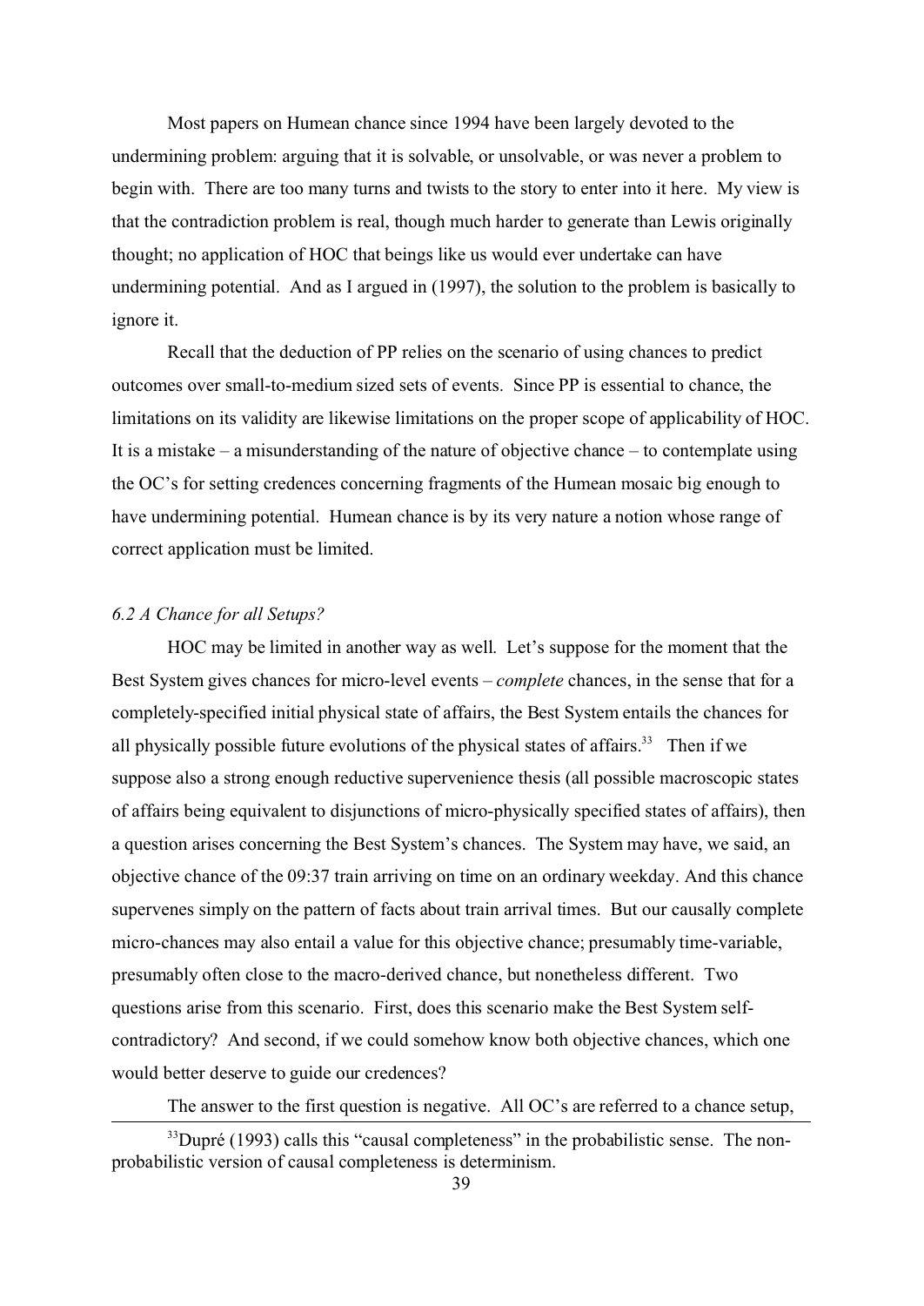Most papers on Humean chance since 1994 have been largely devoted to the undermining problem: arguing that it is solvable, or unsolvable, or was never a problem to begin with. There are too many turns and twists to the story to enter into it here. My view is that the contradiction problem is real, though much harder to generate than Lewis originally thought; no application of HOC that beings like us would ever undertake can have undermining potential. And as I argued in (1997), the solution to the problem is basically to ignore it.

Recall that the deduction of PP relies on the scenario of using chances to predict outcomes over small-to-medium sized sets of events. Since PP is essential to chance, the limitations on its validity are likewise limitations on the proper scope of applicability of HOC. It is a mistake – a misunderstanding of the nature of objective chance – to contemplate using the OC's for setting credences concerning fragments of the Humean mosaic big enough to have undermining potential. Humean chance is by its very nature a notion whose range of correct application must be limited.

### *6.2 A Chance for all Setups?*

HOC may be limited in another way as well. Let's suppose for the moment that the Best System gives chances for micro-level events – *complete* chances, in the sense that for a completely-specified initial physical state of affairs, the Best System entails the chances for all physically possible future evolutions of the physical states of affairs.[33] Then if we suppose also a strong enough reductive supervenience thesis (all possible macroscopic states of affairs being equivalent to disjunctions of micro-physically specified states of affairs), then a question arises concerning the Best System's chances. The System may have, we said, an objective chance of the 09:37 train arriving on time on an ordinary weekday. And this chance supervenes simply on the pattern of facts about train arrival times. But our causally complete micro-chances may also entail a value for this objective chance; presumably time-variable, presumably often close to the macro-derived chance, but nonetheless different. Two questions arise from this scenario. First, does this scenario make the Best System self-contradictory? And second, if we could somehow know both objective chances, which one would better deserve to guide our credences?

The answer to the first question is negative. All OC's are referred to a chance setup,

---

[33] Dupré (1993) calls this "causal completeness" in the probabilistic sense. The non-probabilistic version of causal completeness is determinism.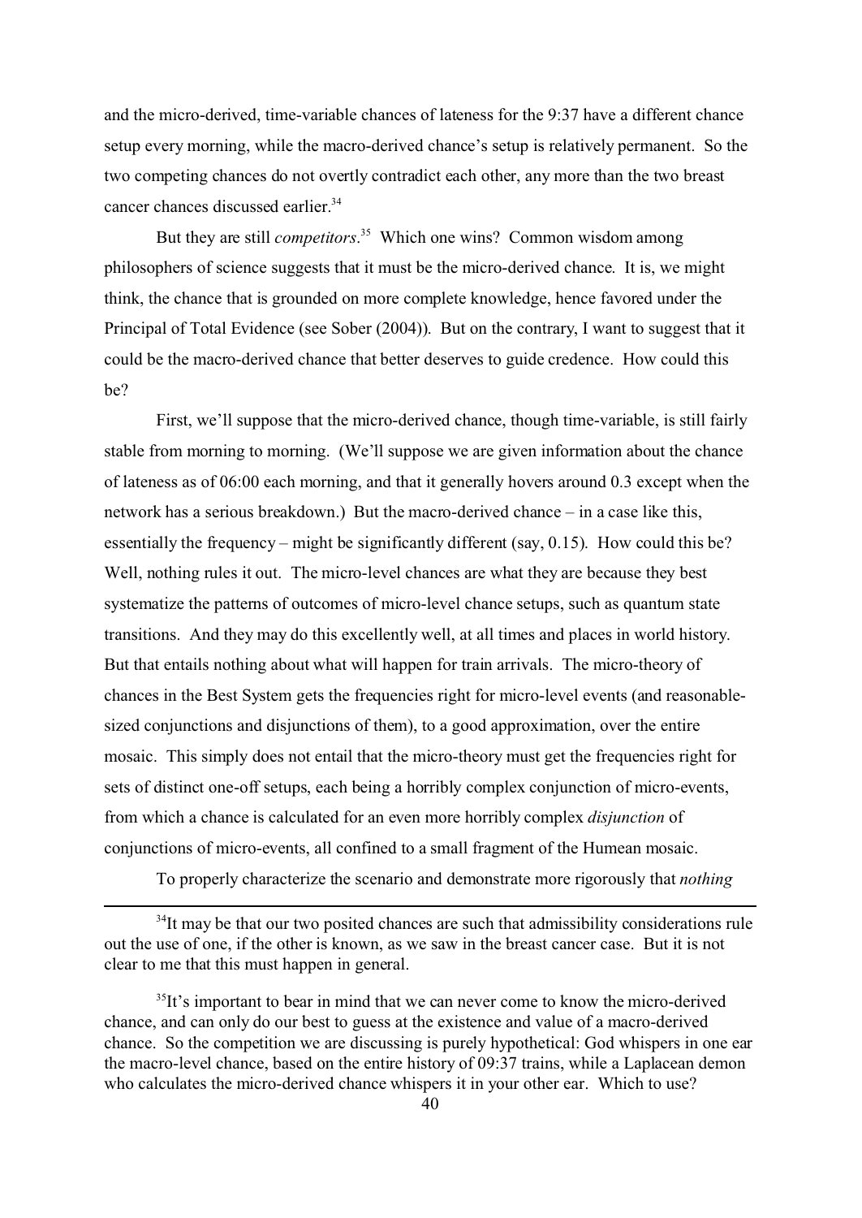and the micro-derived, time-variable chances of lateness for the 9:37 have a different chance setup every morning, while the macro-derived chance's setup is relatively permanent. So the two competing chances do not overtly contradict each other, any more than the two breast cancer chances discussed earlier.[34]

But they are still *competitors*.[35] Which one wins? Common wisdom among philosophers of science suggests that it must be the micro-derived chance. It is, we might think, the chance that is grounded on more complete knowledge, hence favored under the Principal of Total Evidence (see Sober (2004)). But on the contrary, I want to suggest that it could be the macro-derived chance that better deserves to guide credence. How could this be?

First, we'll suppose that the micro-derived chance, though time-variable, is still fairly stable from morning to morning. (We'll suppose we are given information about the chance of lateness as of 06:00 each morning, and that it generally hovers around 0.3 except when the network has a serious breakdown.) But the macro-derived chance – in a case like this, essentially the frequency – might be significantly different (say, 0.15). How could this be? Well, nothing rules it out. The micro-level chances are what they are because they best systematize the patterns of outcomes of micro-level chance setups, such as quantum state transitions. And they may do this excellently well, at all times and places in world history. But that entails nothing about what will happen for train arrivals. The micro-theory of chances in the Best System gets the frequencies right for micro-level events (and reasonable-sized conjunctions and disjunctions of them), to a good approximation, over the entire mosaic. This simply does not entail that the micro-theory must get the frequencies right for sets of distinct one-off setups, each being a horribly complex conjunction of micro-events, from which a chance is calculated for an even more horribly complex *disjunction* of conjunctions of micro-events, all confined to a small fragment of the Humean mosaic.

To properly characterize the scenario and demonstrate more rigorously that *nothing*

---

[34] It may be that our two posited chances are such that admissibility considerations rule out the use of one, if the other is known, as we saw in the breast cancer case. But it is not clear to me that this must happen in general.

[35] It's important to bear in mind that we can never come to know the micro-derived chance, and can only do our best to guess at the existence and value of a macro-derived chance. So the competition we are discussing is purely hypothetical: God whispers in one ear the macro-level chance, based on the entire history of 09:37 trains, while a Laplacean demon who calculates the micro-derived chance whispers it in your other ear. Which to use?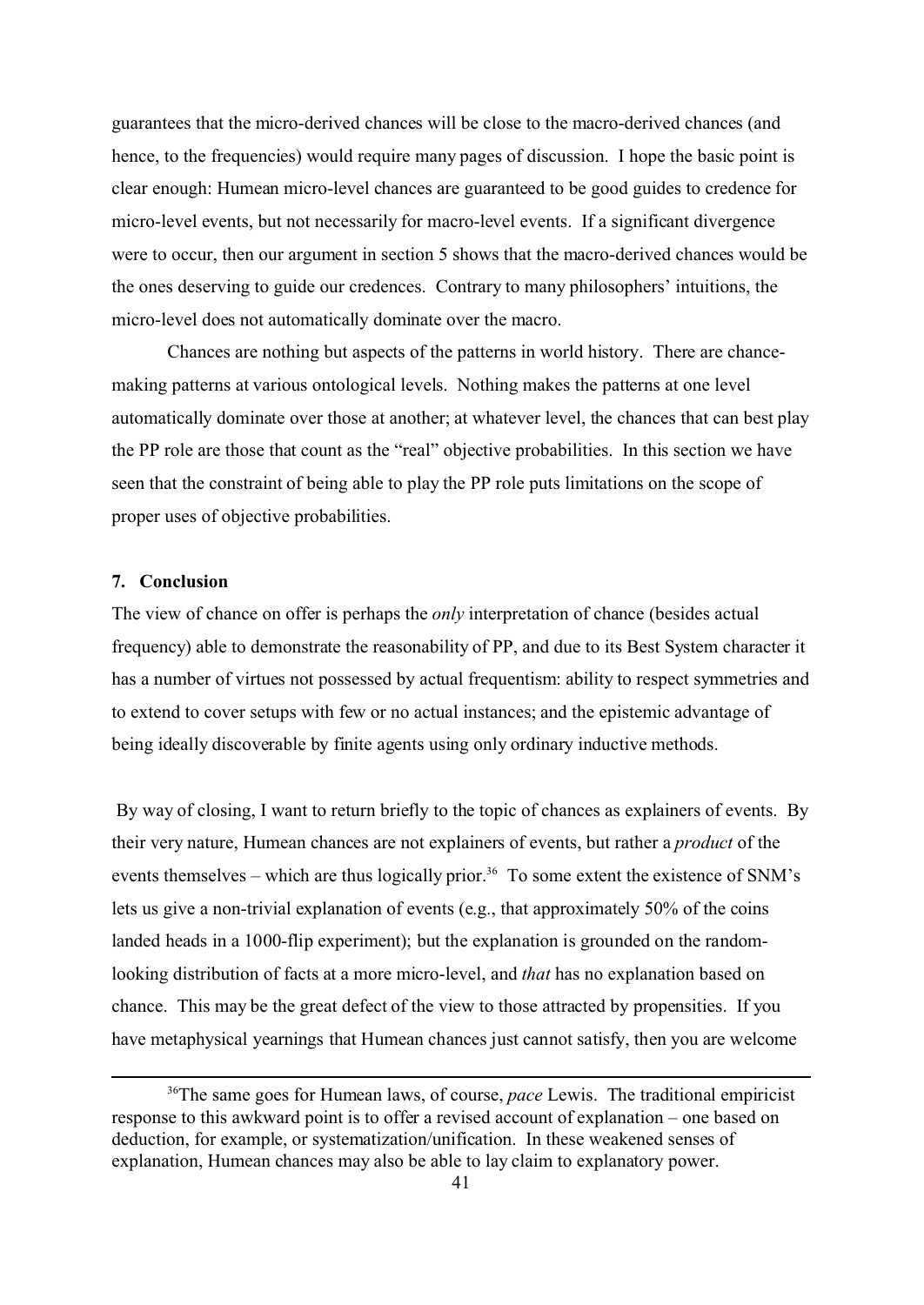guarantees that the micro-derived chances will be close to the macro-derived chances (and hence, to the frequencies) would require many pages of discussion. I hope the basic point is clear enough: Humean micro-level chances are guaranteed to be good guides to credence for micro-level events, but not necessarily for macro-level events. If a significant divergence were to occur, then our argument in section 5 shows that the macro-derived chances would be the ones deserving to guide our credences. Contrary to many philosophers' intuitions, the micro-level does not automatically dominate over the macro.

Chances are nothing but aspects of the patterns in world history. There are chance-making patterns at various ontological levels. Nothing makes the patterns at one level automatically dominate over those at another; at whatever level, the chances that can best play the PP role are those that count as the "real" objective probabilities. In this section we have seen that the constraint of being able to play the PP role puts limitations on the scope of proper uses of objective probabilities.

## 7. Conclusion

The view of chance on offer is perhaps the *only* interpretation of chance (besides actual frequency) able to demonstrate the reasonability of PP, and due to its Best System character it has a number of virtues not possessed by actual frequentism: ability to respect symmetries and to extend to cover setups with few or no actual instances; and the epistemic advantage of being ideally discoverable by finite agents using only ordinary inductive methods.

By way of closing, I want to return briefly to the topic of chances as explainers of events. By their very nature, Humean chances are not explainers of events, but rather a *product* of the events themselves – which are thus logically prior.[36] To some extent the existence of SNM's lets us give a non-trivial explanation of events (e.g., that approximately 50% of the coins landed heads in a 1000-flip experiment); but the explanation is grounded on the random-looking distribution of facts at a more micro-level, and *that* has no explanation based on chance. This may be the great defect of the view to those attracted by propensities. If you have metaphysical yearnings that Humean chances just cannot satisfy, then you are welcome

[36] The same goes for Humean laws, of course, *pace* Lewis. The traditional empiricist response to this awkward point is to offer a revised account of explanation – one based on deduction, for example, or systematization/unification. In these weakened senses of explanation, Humean chances may also be able to lay claim to explanatory power.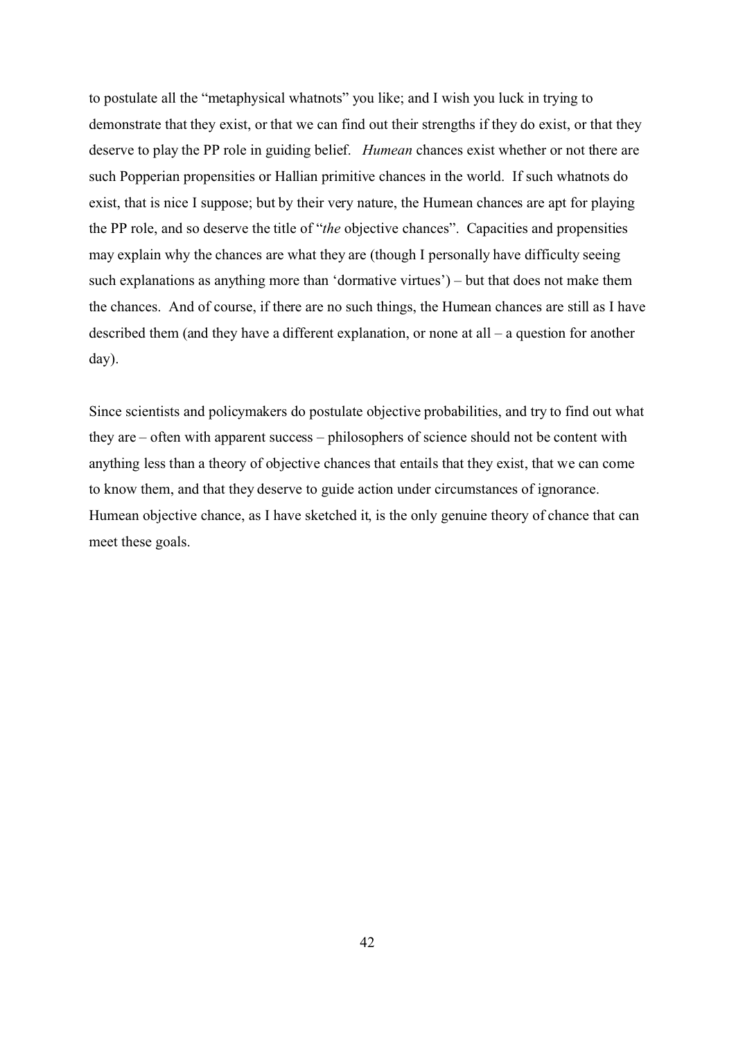to postulate all the "metaphysical whatnots" you like; and I wish you luck in trying to demonstrate that they exist, or that we can find out their strengths if they do exist, or that they deserve to play the PP role in guiding belief. *Humean* chances exist whether or not there are such Popperian propensities or Hallian primitive chances in the world. If such whatnots do exist, that is nice I suppose; but by their very nature, the Humean chances are apt for playing the PP role, and so deserve the title of "*the* objective chances". Capacities and propensities may explain why the chances are what they are (though I personally have difficulty seeing such explanations as anything more than 'dormative virtues') – but that does not make them the chances. And of course, if there are no such things, the Humean chances are still as I have described them (and they have a different explanation, or none at all – a question for another day).

Since scientists and policymakers do postulate objective probabilities, and try to find out what they are – often with apparent success – philosophers of science should not be content with anything less than a theory of objective chances that entails that they exist, that we can come to know them, and that they deserve to guide action under circumstances of ignorance. Humean objective chance, as I have sketched it, is the only genuine theory of chance that can meet these goals.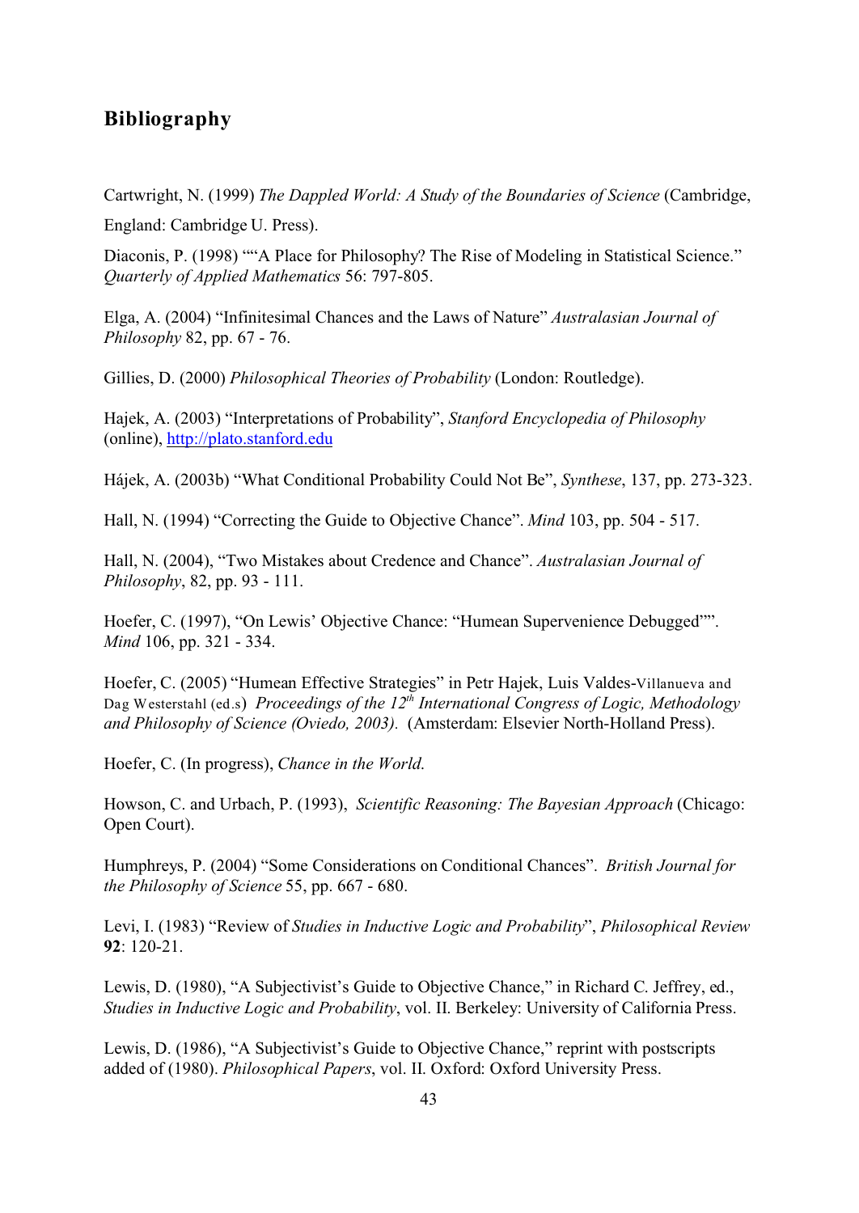## Bibliography

Cartwright, N. (1999) *The Dappled World: A Study of the Boundaries of Science* (Cambridge, England: Cambridge U. Press).

Diaconis, P. (1998) ""A Place for Philosophy? The Rise of Modeling in Statistical Science." *Quarterly of Applied Mathematics* 56: 797-805.

Elga, A. (2004) "Infinitesimal Chances and the Laws of Nature" *Australasian Journal of Philosophy* 82, pp. 67 - 76.

Gillies, D. (2000) *Philosophical Theories of Probability* (London: Routledge).

Hajek, A. (2003) "Interpretations of Probability", *Stanford Encyclopedia of Philosophy* (online), http://plato.stanford.edu

Hájek, A. (2003b) "What Conditional Probability Could Not Be", *Synthese*, 137, pp. 273-323.

Hall, N. (1994) "Correcting the Guide to Objective Chance". *Mind* 103, pp. 504 - 517.

Hall, N. (2004), "Two Mistakes about Credence and Chance". *Australasian Journal of Philosophy*, 82, pp. 93 - 111.

Hoefer, C. (1997), "On Lewis' Objective Chance: "Humean Supervenience Debugged"". *Mind* 106, pp. 321 - 334.

Hoefer, C. (2005) "Humean Effective Strategies" in Petr Hajek, Luis Valdes-Villanueva and Dag Westerstahl (ed.s) *Proceedings of the 12th International Congress of Logic, Methodology and Philosophy of Science (Oviedo, 2003).* (Amsterdam: Elsevier North-Holland Press).

Hoefer, C. (In progress), *Chance in the World.*

Howson, C. and Urbach, P. (1993), *Scientific Reasoning: The Bayesian Approach* (Chicago: Open Court).

Humphreys, P. (2004) "Some Considerations on Conditional Chances". *British Journal for the Philosophy of Science* 55, pp. 667 - 680.

Levi, I. (1983) "Review of *Studies in Inductive Logic and Probability*", *Philosophical Review* **92**: 120-21.

Lewis, D. (1980), "A Subjectivist's Guide to Objective Chance," in Richard C. Jeffrey, ed., *Studies in Inductive Logic and Probability*, vol. II. Berkeley: University of California Press.

Lewis, D. (1986), "A Subjectivist's Guide to Objective Chance," reprint with postscripts added of (1980). *Philosophical Papers*, vol. II. Oxford: Oxford University Press.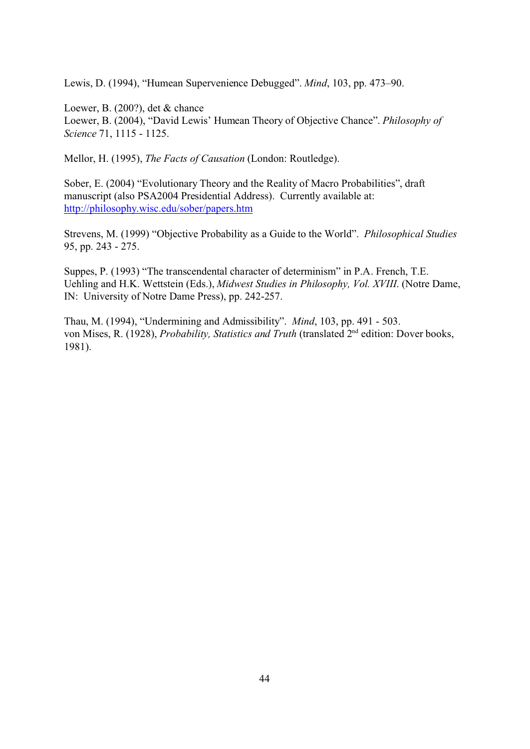Lewis, D. (1994), "Humean Supervenience Debugged". *Mind*, 103, pp. 473–90.

Loewer, B. (200?), det & chance

Loewer, B. (2004), "David Lewis' Humean Theory of Objective Chance". *Philosophy of Science* 71, 1115 - 1125.

Mellor, H. (1995), *The Facts of Causation* (London: Routledge).

Sober, E. (2004) "Evolutionary Theory and the Reality of Macro Probabilities", draft manuscript (also PSA2004 Presidential Address). Currently available at: http://philosophy.wisc.edu/sober/papers.htm

Strevens, M. (1999) "Objective Probability as a Guide to the World". *Philosophical Studies* 95, pp. 243 - 275.

Suppes, P. (1993) "The transcendental character of determinism" in P.A. French, T.E. Uehling and H.K. Wettstein (Eds.), *Midwest Studies in Philosophy, Vol. XVIII*. (Notre Dame, IN: University of Notre Dame Press), pp. 242-257.

Thau, M. (1994), "Undermining and Admissibility". *Mind*, 103, pp. 491 - 503.

von Mises, R. (1928), *Probability, Statistics and Truth* (translated 2nd edition: Dover books, 1981).